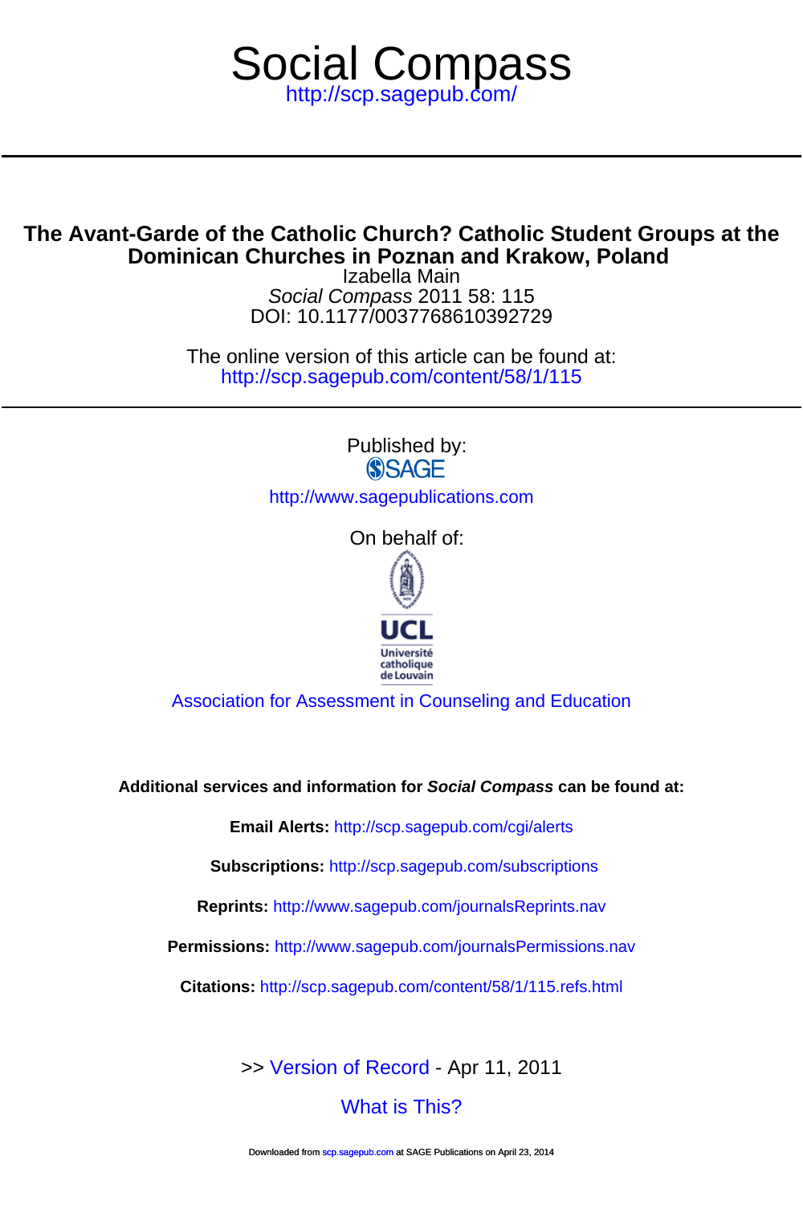# Social Compass

http://scp.sagepub.com/

## The Avant-Garde of the Catholic Church? Catholic Student Groups at the Dominican Churches in Poznan and Krakow, Poland

Izabella Main

*Social Compass* 2011 58: 115

DOI: 10.1177/0037768610392729

The online version of this article can be found at:
http://scp.sagepub.com/content/58/1/115

Published by:

SAGE

http://www.sagepublications.com

On behalf of:

UCL Université catholique de Louvain

Association for Assessment in Counseling and Education

**Additional services and information for *Social Compass* can be found at:**

**Email Alerts:** http://scp.sagepub.com/cgi/alerts

**Subscriptions:** http://scp.sagepub.com/subscriptions

**Reprints:** http://www.sagepub.com/journalsReprints.nav

**Permissions:** http://www.sagepub.com/journalsPermissions.nav

**Citations:** http://scp.sagepub.com/content/58/1/115.refs.html

>> Version of Record - Apr 11, 2011

What is This?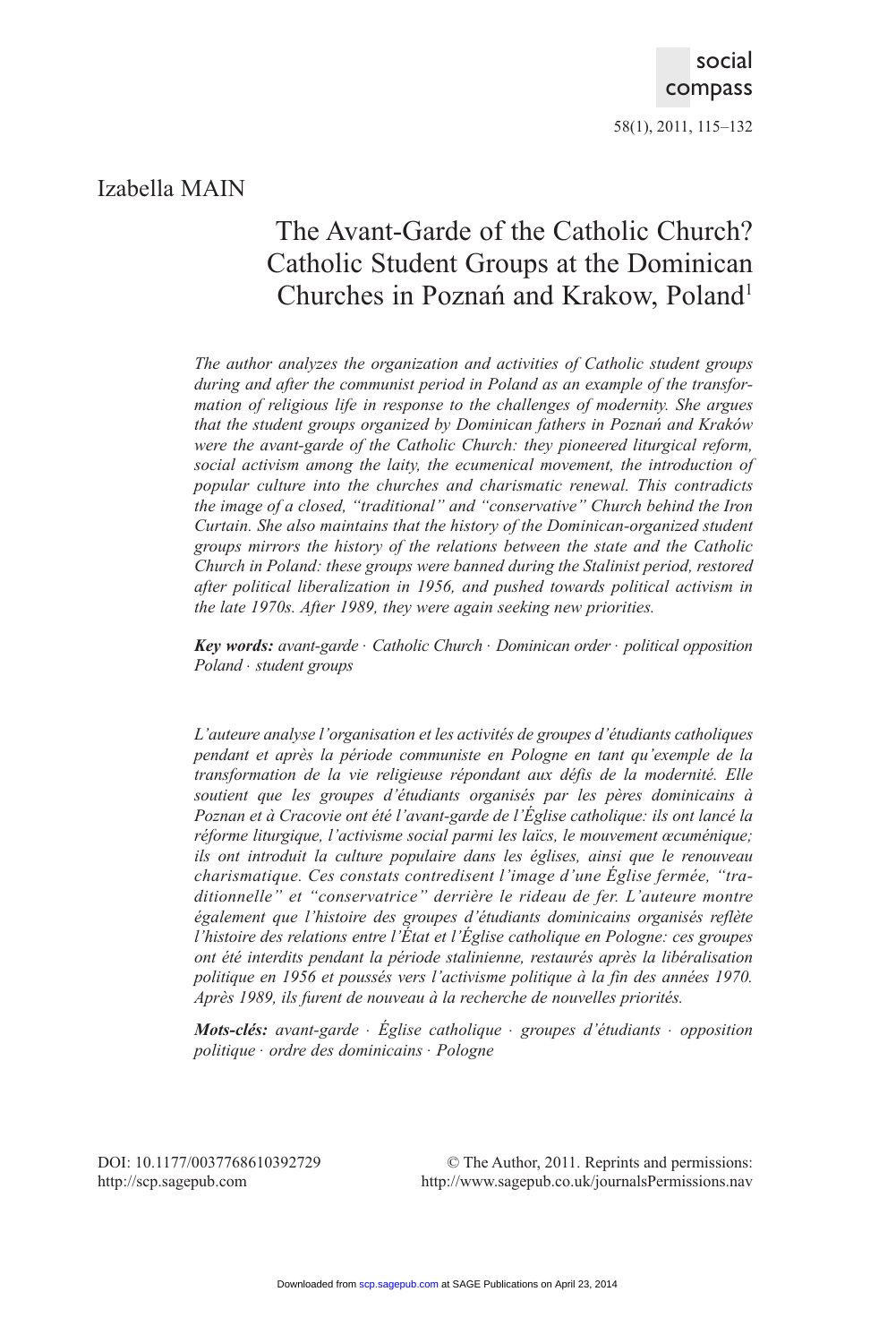Izabella MAIN

# The Avant-Garde of the Catholic Church? Catholic Student Groups at the Dominican Churches in Poznań and Krakow, Poland[1]

*The author analyzes the organization and activities of Catholic student groups during and after the communist period in Poland as an example of the transformation of religious life in response to the challenges of modernity. She argues that the student groups organized by Dominican fathers in Poznań and Kraków were the avant-garde of the Catholic Church: they pioneered liturgical reform, social activism among the laity, the ecumenical movement, the introduction of popular culture into the churches and charismatic renewal. This contradicts the image of a closed, "traditional" and "conservative" Church behind the Iron Curtain. She also maintains that the history of the Dominican-organized student groups mirrors the history of the relations between the state and the Catholic Church in Poland: these groups were banned during the Stalinist period, restored after political liberalization in 1956, and pushed towards political activism in the late 1970s. After 1989, they were again seeking new priorities.*

***Key words:*** *avant-garde · Catholic Church · Dominican order · political opposition Poland · student groups*

*L'auteure analyse l'organisation et les activités de groupes d'étudiants catholiques pendant et après la période communiste en Pologne en tant qu'exemple de la transformation de la vie religieuse répondant aux défis de la modernité. Elle soutient que les groupes d'étudiants organisés par les pères dominicains à Poznan et à Cracovie ont été l'avant-garde de l'Église catholique: ils ont lancé la réforme liturgique, l'activisme social parmi les laïcs, le mouvement œcuménique; ils ont introduit la culture populaire dans les églises, ainsi que le renouveau charismatique. Ces constats contredisent l'image d'une Église fermée, "traditionnelle" et "conservatrice" derrière le rideau de fer. L'auteure montre également que l'histoire des groupes d'étudiants dominicains organisés reflète l'histoire des relations entre l'État et l'Église catholique en Pologne: ces groupes ont été interdits pendant la période stalinienne, restaurés après la libéralisation politique en 1956 et poussés vers l'activisme politique à la fin des années 1970. Après 1989, ils furent de nouveau à la recherche de nouvelles priorités.*

***Mots-clés:*** *avant-garde · Église catholique · groupes d'étudiants · opposition politique · ordre des dominicains · Pologne*

DOI: 10.1177/0037768610392729
http://scp.sagepub.com

© The Author, 2011. Reprints and permissions:
http://www.sagepub.co.uk/journalsPermissions.nav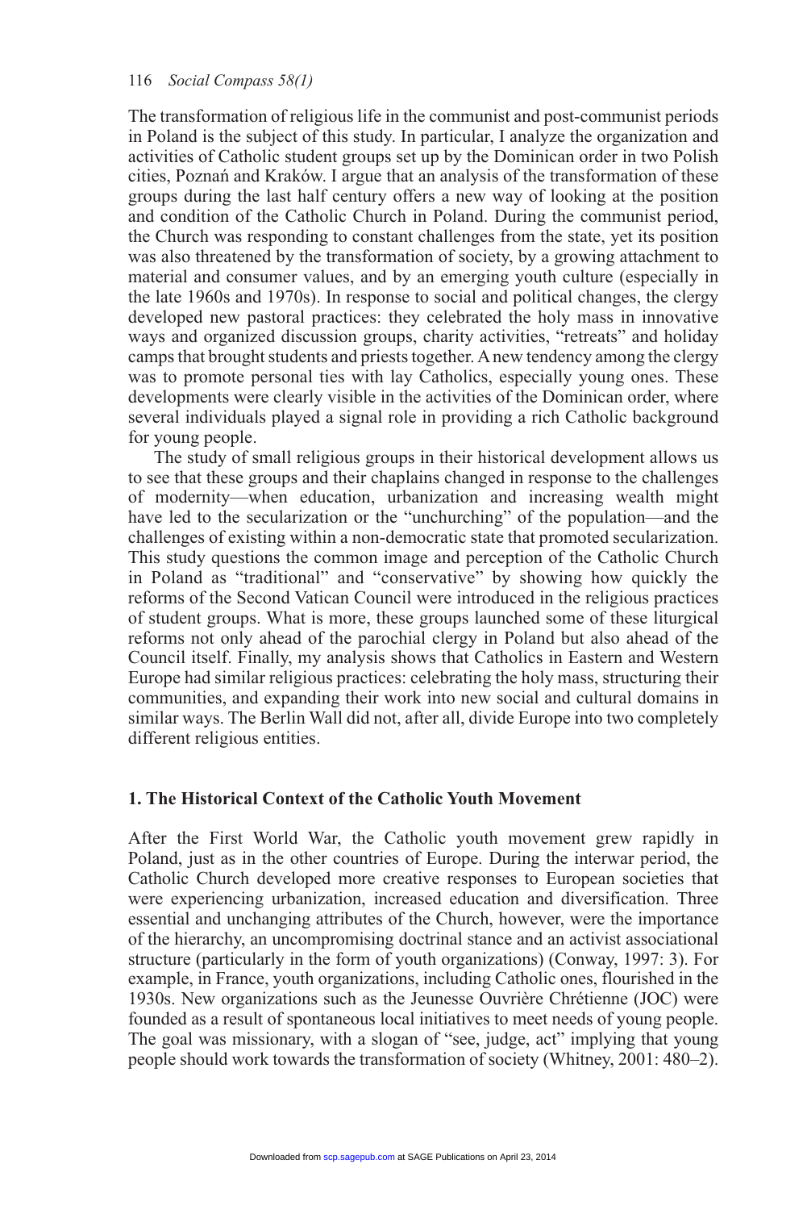The transformation of religious life in the communist and post-communist periods in Poland is the subject of this study. In particular, I analyze the organization and activities of Catholic student groups set up by the Dominican order in two Polish cities, Poznań and Kraków. I argue that an analysis of the transformation of these groups during the last half century offers a new way of looking at the position and condition of the Catholic Church in Poland. During the communist period, the Church was responding to constant challenges from the state, yet its position was also threatened by the transformation of society, by a growing attachment to material and consumer values, and by an emerging youth culture (especially in the late 1960s and 1970s). In response to social and political changes, the clergy developed new pastoral practices: they celebrated the holy mass in innovative ways and organized discussion groups, charity activities, "retreats" and holiday camps that brought students and priests together. A new tendency among the clergy was to promote personal ties with lay Catholics, especially young ones. These developments were clearly visible in the activities of the Dominican order, where several individuals played a signal role in providing a rich Catholic background for young people.

The study of small religious groups in their historical development allows us to see that these groups and their chaplains changed in response to the challenges of modernity—when education, urbanization and increasing wealth might have led to the secularization or the "unchurching" of the population—and the challenges of existing within a non-democratic state that promoted secularization. This study questions the common image and perception of the Catholic Church in Poland as "traditional" and "conservative" by showing how quickly the reforms of the Second Vatican Council were introduced in the religious practices of student groups. What is more, these groups launched some of these liturgical reforms not only ahead of the parochial clergy in Poland but also ahead of the Council itself. Finally, my analysis shows that Catholics in Eastern and Western Europe had similar religious practices: celebrating the holy mass, structuring their communities, and expanding their work into new social and cultural domains in similar ways. The Berlin Wall did not, after all, divide Europe into two completely different religious entities.

## 1. The Historical Context of the Catholic Youth Movement

After the First World War, the Catholic youth movement grew rapidly in Poland, just as in the other countries of Europe. During the interwar period, the Catholic Church developed more creative responses to European societies that were experiencing urbanization, increased education and diversification. Three essential and unchanging attributes of the Church, however, were the importance of the hierarchy, an uncompromising doctrinal stance and an activist associational structure (particularly in the form of youth organizations) (Conway, 1997: 3). For example, in France, youth organizations, including Catholic ones, flourished in the 1930s. New organizations such as the Jeunesse Ouvrière Chrétienne (JOC) were founded as a result of spontaneous local initiatives to meet needs of young people. The goal was missionary, with a slogan of "see, judge, act" implying that young people should work towards the transformation of society (Whitney, 2001: 480–2).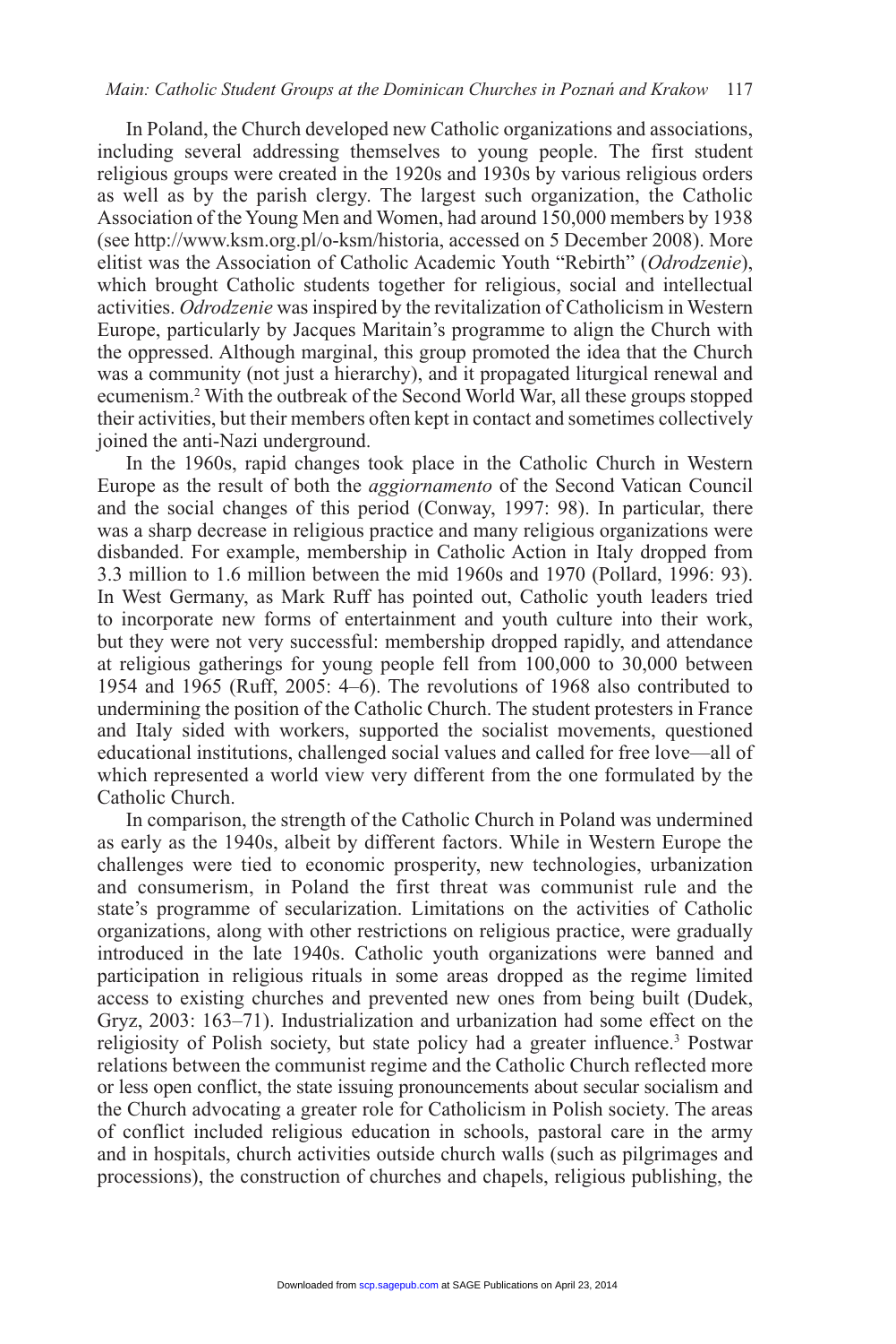In Poland, the Church developed new Catholic organizations and associations, including several addressing themselves to young people. The first student religious groups were created in the 1920s and 1930s by various religious orders as well as by the parish clergy. The largest such organization, the Catholic Association of the Young Men and Women, had around 150,000 members by 1938 (see http://www.ksm.org.pl/o-ksm/historia, accessed on 5 December 2008). More elitist was the Association of Catholic Academic Youth "Rebirth" (*Odrodzenie*), which brought Catholic students together for religious, social and intellectual activities. *Odrodzenie* was inspired by the revitalization of Catholicism in Western Europe, particularly by Jacques Maritain's programme to align the Church with the oppressed. Although marginal, this group promoted the idea that the Church was a community (not just a hierarchy), and it propagated liturgical renewal and ecumenism.[2] With the outbreak of the Second World War, all these groups stopped their activities, but their members often kept in contact and sometimes collectively joined the anti-Nazi underground.

In the 1960s, rapid changes took place in the Catholic Church in Western Europe as the result of both the *aggiornamento* of the Second Vatican Council and the social changes of this period (Conway, 1997: 98). In particular, there was a sharp decrease in religious practice and many religious organizations were disbanded. For example, membership in Catholic Action in Italy dropped from 3.3 million to 1.6 million between the mid 1960s and 1970 (Pollard, 1996: 93). In West Germany, as Mark Ruff has pointed out, Catholic youth leaders tried to incorporate new forms of entertainment and youth culture into their work, but they were not very successful: membership dropped rapidly, and attendance at religious gatherings for young people fell from 100,000 to 30,000 between 1954 and 1965 (Ruff, 2005: 4–6). The revolutions of 1968 also contributed to undermining the position of the Catholic Church. The student protesters in France and Italy sided with workers, supported the socialist movements, questioned educational institutions, challenged social values and called for free love—all of which represented a world view very different from the one formulated by the Catholic Church.

In comparison, the strength of the Catholic Church in Poland was undermined as early as the 1940s, albeit by different factors. While in Western Europe the challenges were tied to economic prosperity, new technologies, urbanization and consumerism, in Poland the first threat was communist rule and the state's programme of secularization. Limitations on the activities of Catholic organizations, along with other restrictions on religious practice, were gradually introduced in the late 1940s. Catholic youth organizations were banned and participation in religious rituals in some areas dropped as the regime limited access to existing churches and prevented new ones from being built (Dudek, Gryz, 2003: 163–71). Industrialization and urbanization had some effect on the religiosity of Polish society, but state policy had a greater influence.[3] Postwar relations between the communist regime and the Catholic Church reflected more or less open conflict, the state issuing pronouncements about secular socialism and the Church advocating a greater role for Catholicism in Polish society. The areas of conflict included religious education in schools, pastoral care in the army and in hospitals, church activities outside church walls (such as pilgrimages and processions), the construction of churches and chapels, religious publishing, the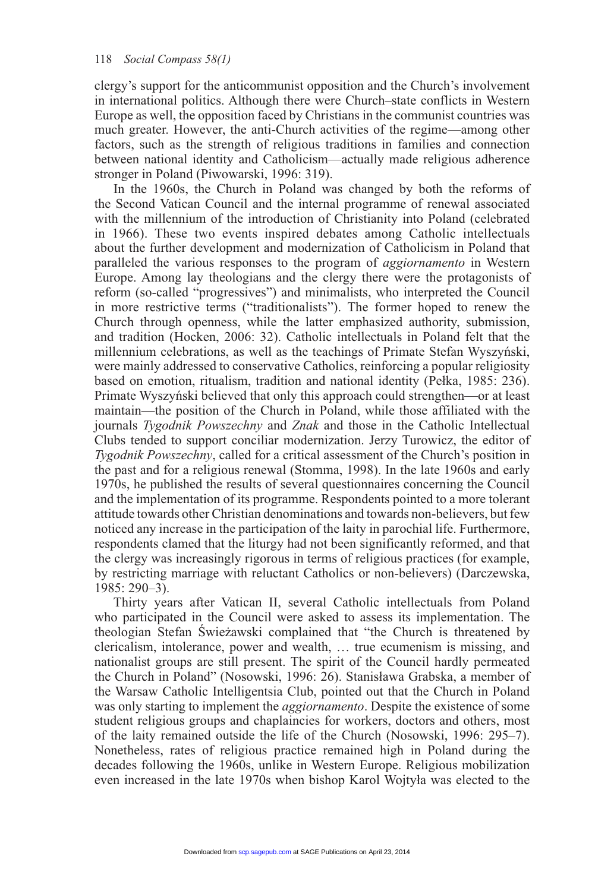clergy's support for the anticommunist opposition and the Church's involvement in international politics. Although there were Church–state conflicts in Western Europe as well, the opposition faced by Christians in the communist countries was much greater. However, the anti-Church activities of the regime—among other factors, such as the strength of religious traditions in families and connection between national identity and Catholicism—actually made religious adherence stronger in Poland (Piwowarski, 1996: 319).

In the 1960s, the Church in Poland was changed by both the reforms of the Second Vatican Council and the internal programme of renewal associated with the millennium of the introduction of Christianity into Poland (celebrated in 1966). These two events inspired debates among Catholic intellectuals about the further development and modernization of Catholicism in Poland that paralleled the various responses to the program of *aggiornamento* in Western Europe. Among lay theologians and the clergy there were the protagonists of reform (so-called "progressives") and minimalists, who interpreted the Council in more restrictive terms ("traditionalists"). The former hoped to renew the Church through openness, while the latter emphasized authority, submission, and tradition (Hocken, 2006: 32). Catholic intellectuals in Poland felt that the millennium celebrations, as well as the teachings of Primate Stefan Wyszyński, were mainly addressed to conservative Catholics, reinforcing a popular religiosity based on emotion, ritualism, tradition and national identity (Pełka, 1985: 236). Primate Wyszyński believed that only this approach could strengthen—or at least maintain—the position of the Church in Poland, while those affiliated with the journals *Tygodnik Powszechny* and *Znak* and those in the Catholic Intellectual Clubs tended to support conciliar modernization. Jerzy Turowicz, the editor of *Tygodnik Powszechny*, called for a critical assessment of the Church's position in the past and for a religious renewal (Stomma, 1998). In the late 1960s and early 1970s, he published the results of several questionnaires concerning the Council and the implementation of its programme. Respondents pointed to a more tolerant attitude towards other Christian denominations and towards non-believers, but few noticed any increase in the participation of the laity in parochial life. Furthermore, respondents clamed that the liturgy had not been significantly reformed, and that the clergy was increasingly rigorous in terms of religious practices (for example, by restricting marriage with reluctant Catholics or non-believers) (Darczewska, 1985: 290–3).

Thirty years after Vatican II, several Catholic intellectuals from Poland who participated in the Council were asked to assess its implementation. The theologian Stefan Świeżawski complained that "the Church is threatened by clericalism, intolerance, power and wealth, … true ecumenism is missing, and nationalist groups are still present. The spirit of the Council hardly permeated the Church in Poland" (Nosowski, 1996: 26). Stanisława Grabska, a member of the Warsaw Catholic Intelligentsia Club, pointed out that the Church in Poland was only starting to implement the *aggiornamento*. Despite the existence of some student religious groups and chaplaincies for workers, doctors and others, most of the laity remained outside the life of the Church (Nosowski, 1996: 295–7). Nonetheless, rates of religious practice remained high in Poland during the decades following the 1960s, unlike in Western Europe. Religious mobilization even increased in the late 1970s when bishop Karol Wojtyła was elected to the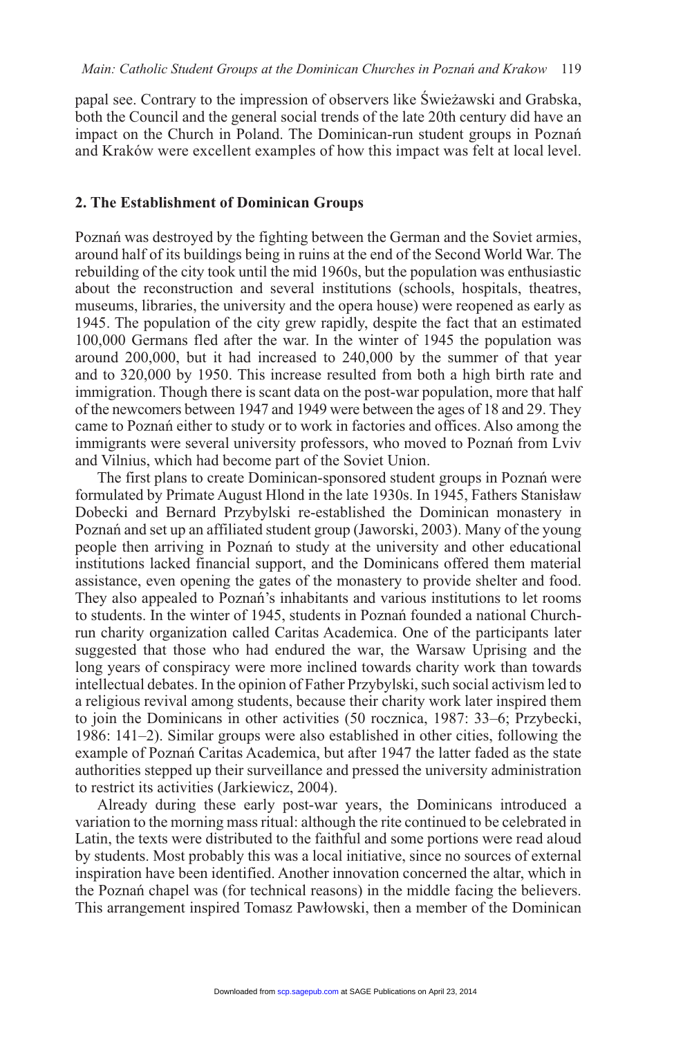papal see. Contrary to the impression of observers like Świeżawski and Grabska, both the Council and the general social trends of the late 20th century did have an impact on the Church in Poland. The Dominican-run student groups in Poznań and Kraków were excellent examples of how this impact was felt at local level.

## 2. The Establishment of Dominican Groups

Poznań was destroyed by the fighting between the German and the Soviet armies, around half of its buildings being in ruins at the end of the Second World War. The rebuilding of the city took until the mid 1960s, but the population was enthusiastic about the reconstruction and several institutions (schools, hospitals, theatres, museums, libraries, the university and the opera house) were reopened as early as 1945. The population of the city grew rapidly, despite the fact that an estimated 100,000 Germans fled after the war. In the winter of 1945 the population was around 200,000, but it had increased to 240,000 by the summer of that year and to 320,000 by 1950. This increase resulted from both a high birth rate and immigration. Though there is scant data on the post-war population, more that half of the newcomers between 1947 and 1949 were between the ages of 18 and 29. They came to Poznań either to study or to work in factories and offices. Also among the immigrants were several university professors, who moved to Poznań from Lviv and Vilnius, which had become part of the Soviet Union.

The first plans to create Dominican-sponsored student groups in Poznań were formulated by Primate August Hlond in the late 1930s. In 1945, Fathers Stanisław Dobecki and Bernard Przybylski re-established the Dominican monastery in Poznań and set up an affiliated student group (Jaworski, 2003). Many of the young people then arriving in Poznań to study at the university and other educational institutions lacked financial support, and the Dominicans offered them material assistance, even opening the gates of the monastery to provide shelter and food. They also appealed to Poznań's inhabitants and various institutions to let rooms to students. In the winter of 1945, students in Poznań founded a national Church-run charity organization called Caritas Academica. One of the participants later suggested that those who had endured the war, the Warsaw Uprising and the long years of conspiracy were more inclined towards charity work than towards intellectual debates. In the opinion of Father Przybylski, such social activism led to a religious revival among students, because their charity work later inspired them to join the Dominicans in other activities (50 rocznica, 1987: 33–6; Przybecki, 1986: 141–2). Similar groups were also established in other cities, following the example of Poznań Caritas Academica, but after 1947 the latter faded as the state authorities stepped up their surveillance and pressed the university administration to restrict its activities (Jarkiewicz, 2004).

Already during these early post-war years, the Dominicans introduced a variation to the morning mass ritual: although the rite continued to be celebrated in Latin, the texts were distributed to the faithful and some portions were read aloud by students. Most probably this was a local initiative, since no sources of external inspiration have been identified. Another innovation concerned the altar, which in the Poznań chapel was (for technical reasons) in the middle facing the believers. This arrangement inspired Tomasz Pawłowski, then a member of the Dominican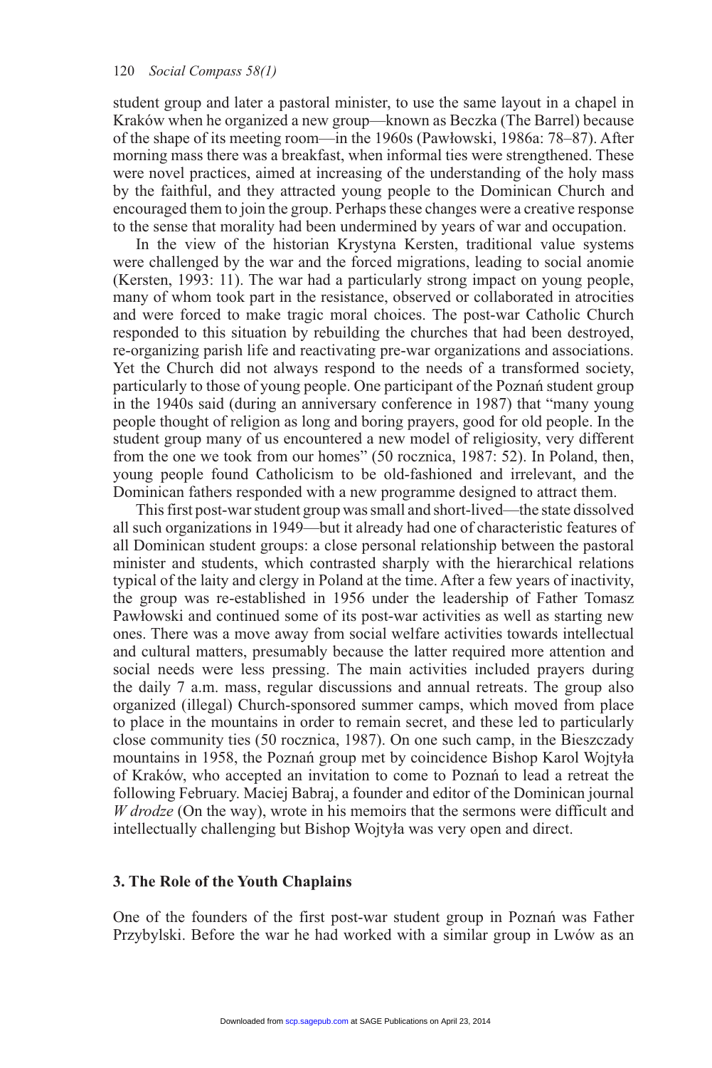student group and later a pastoral minister, to use the same layout in a chapel in Kraków when he organized a new group—known as Beczka (The Barrel) because of the shape of its meeting room—in the 1960s (Pawłowski, 1986a: 78–87). After morning mass there was a breakfast, when informal ties were strengthened. These were novel practices, aimed at increasing of the understanding of the holy mass by the faithful, and they attracted young people to the Dominican Church and encouraged them to join the group. Perhaps these changes were a creative response to the sense that morality had been undermined by years of war and occupation.

In the view of the historian Krystyna Kersten, traditional value systems were challenged by the war and the forced migrations, leading to social anomie (Kersten, 1993: 11). The war had a particularly strong impact on young people, many of whom took part in the resistance, observed or collaborated in atrocities and were forced to make tragic moral choices. The post-war Catholic Church responded to this situation by rebuilding the churches that had been destroyed, re-organizing parish life and reactivating pre-war organizations and associations. Yet the Church did not always respond to the needs of a transformed society, particularly to those of young people. One participant of the Poznań student group in the 1940s said (during an anniversary conference in 1987) that "many young people thought of religion as long and boring prayers, good for old people. In the student group many of us encountered a new model of religiosity, very different from the one we took from our homes" (50 rocznica, 1987: 52). In Poland, then, young people found Catholicism to be old-fashioned and irrelevant, and the Dominican fathers responded with a new programme designed to attract them.

This first post-war student group was small and short-lived—the state dissolved all such organizations in 1949—but it already had one of characteristic features of all Dominican student groups: a close personal relationship between the pastoral minister and students, which contrasted sharply with the hierarchical relations typical of the laity and clergy in Poland at the time. After a few years of inactivity, the group was re-established in 1956 under the leadership of Father Tomasz Pawłowski and continued some of its post-war activities as well as starting new ones. There was a move away from social welfare activities towards intellectual and cultural matters, presumably because the latter required more attention and social needs were less pressing. The main activities included prayers during the daily 7 a.m. mass, regular discussions and annual retreats. The group also organized (illegal) Church-sponsored summer camps, which moved from place to place in the mountains in order to remain secret, and these led to particularly close community ties (50 rocznica, 1987). On one such camp, in the Bieszczady mountains in 1958, the Poznań group met by coincidence Bishop Karol Wojtyła of Kraków, who accepted an invitation to come to Poznań to lead a retreat the following February. Maciej Babraj, a founder and editor of the Dominican journal *W drodze* (On the way), wrote in his memoirs that the sermons were difficult and intellectually challenging but Bishop Wojtyła was very open and direct.

## 3. The Role of the Youth Chaplains

One of the founders of the first post-war student group in Poznań was Father Przybylski. Before the war he had worked with a similar group in Lwów as an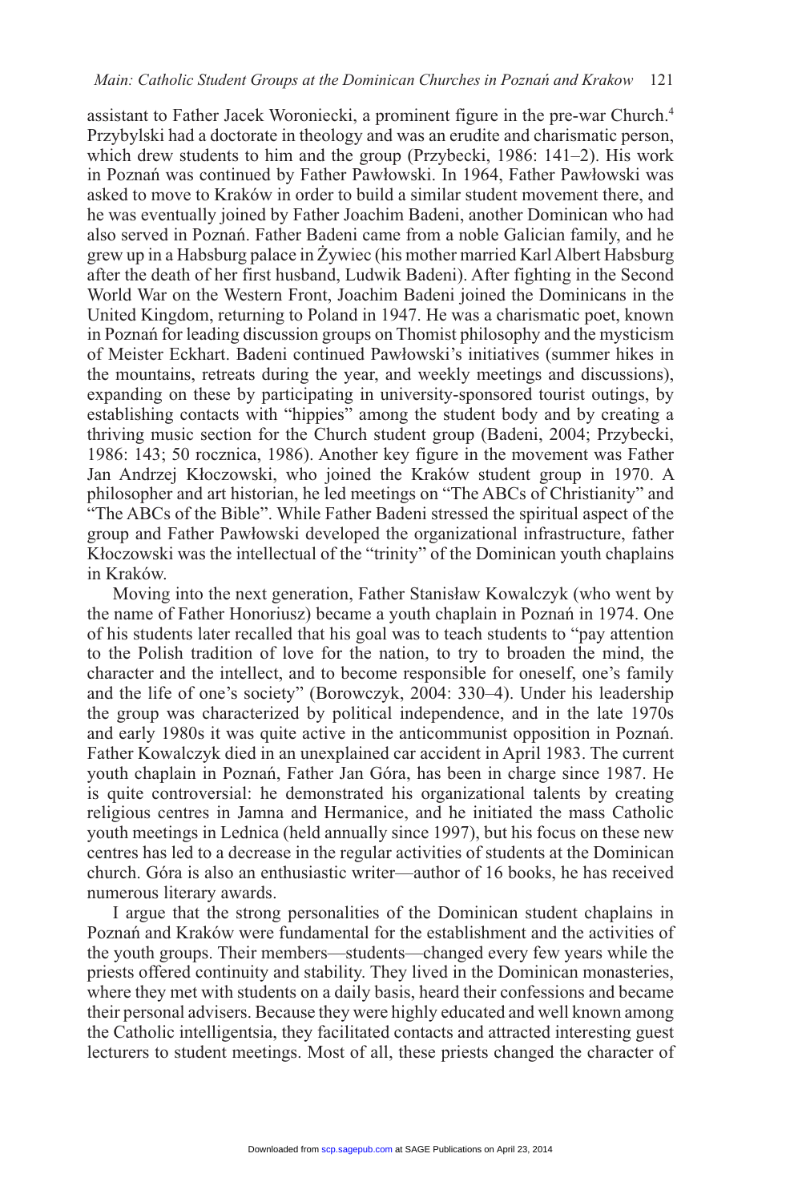assistant to Father Jacek Woroniecki, a prominent figure in the pre-war Church.[4] Przybylski had a doctorate in theology and was an erudite and charismatic person, which drew students to him and the group (Przybecki, 1986: 141–2). His work in Poznań was continued by Father Pawłowski. In 1964, Father Pawłowski was asked to move to Kraków in order to build a similar student movement there, and he was eventually joined by Father Joachim Badeni, another Dominican who had also served in Poznań. Father Badeni came from a noble Galician family, and he grew up in a Habsburg palace in Żywiec (his mother married Karl Albert Habsburg after the death of her first husband, Ludwik Badeni). After fighting in the Second World War on the Western Front, Joachim Badeni joined the Dominicans in the United Kingdom, returning to Poland in 1947. He was a charismatic poet, known in Poznań for leading discussion groups on Thomist philosophy and the mysticism of Meister Eckhart. Badeni continued Pawłowski's initiatives (summer hikes in the mountains, retreats during the year, and weekly meetings and discussions), expanding on these by participating in university-sponsored tourist outings, by establishing contacts with "hippies" among the student body and by creating a thriving music section for the Church student group (Badeni, 2004; Przybecki, 1986: 143; 50 rocznica, 1986). Another key figure in the movement was Father Jan Andrzej Kłoczowski, who joined the Kraków student group in 1970. A philosopher and art historian, he led meetings on "The ABCs of Christianity" and "The ABCs of the Bible". While Father Badeni stressed the spiritual aspect of the group and Father Pawłowski developed the organizational infrastructure, father Kłoczowski was the intellectual of the "trinity" of the Dominican youth chaplains in Kraków.

Moving into the next generation, Father Stanisław Kowalczyk (who went by the name of Father Honoriusz) became a youth chaplain in Poznań in 1974. One of his students later recalled that his goal was to teach students to "pay attention to the Polish tradition of love for the nation, to try to broaden the mind, the character and the intellect, and to become responsible for oneself, one's family and the life of one's society" (Borowczyk, 2004: 330–4). Under his leadership the group was characterized by political independence, and in the late 1970s and early 1980s it was quite active in the anticommunist opposition in Poznań. Father Kowalczyk died in an unexplained car accident in April 1983. The current youth chaplain in Poznań, Father Jan Góra, has been in charge since 1987. He is quite controversial: he demonstrated his organizational talents by creating religious centres in Jamna and Hermanice, and he initiated the mass Catholic youth meetings in Lednica (held annually since 1997), but his focus on these new centres has led to a decrease in the regular activities of students at the Dominican church. Góra is also an enthusiastic writer—author of 16 books, he has received numerous literary awards.

I argue that the strong personalities of the Dominican student chaplains in Poznań and Kraków were fundamental for the establishment and the activities of the youth groups. Their members—students—changed every few years while the priests offered continuity and stability. They lived in the Dominican monasteries, where they met with students on a daily basis, heard their confessions and became their personal advisers. Because they were highly educated and well known among the Catholic intelligentsia, they facilitated contacts and attracted interesting guest lecturers to student meetings. Most of all, these priests changed the character of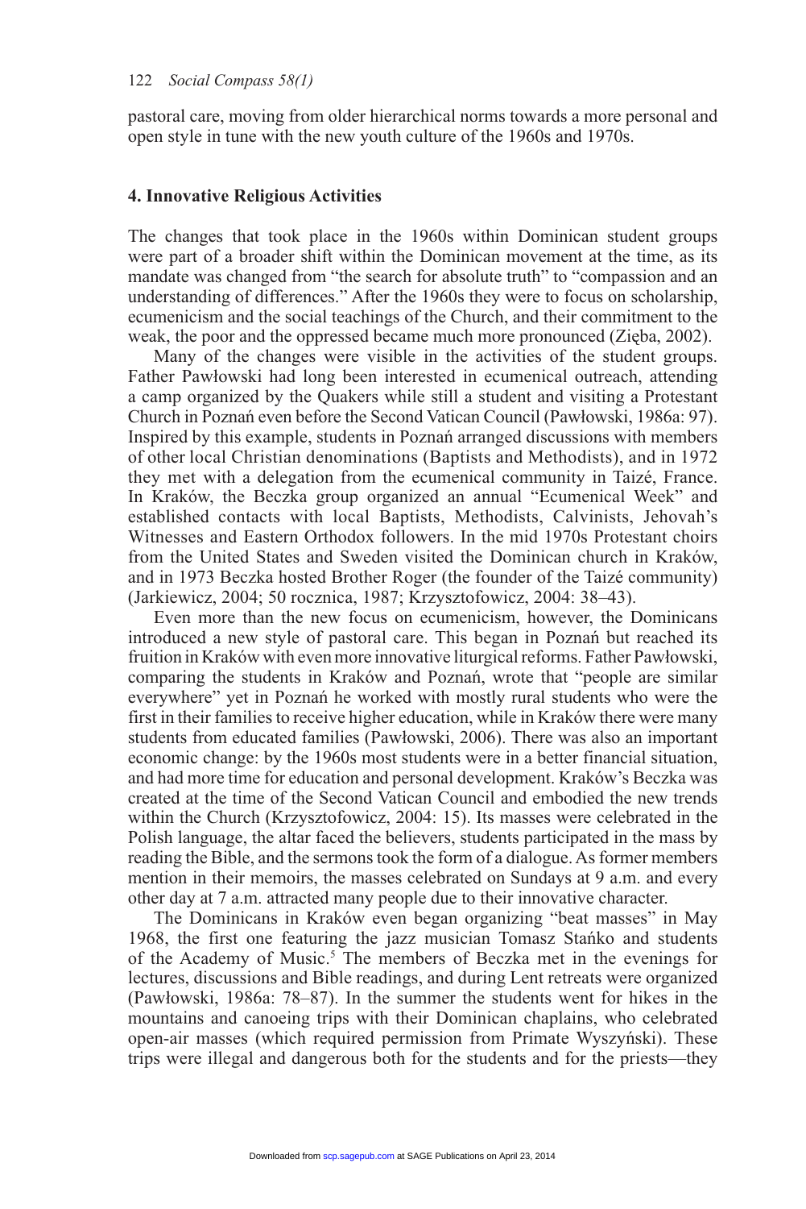pastoral care, moving from older hierarchical norms towards a more personal and open style in tune with the new youth culture of the 1960s and 1970s.

## 4. Innovative Religious Activities

The changes that took place in the 1960s within Dominican student groups were part of a broader shift within the Dominican movement at the time, as its mandate was changed from "the search for absolute truth" to "compassion and an understanding of differences." After the 1960s they were to focus on scholarship, ecumenicism and the social teachings of the Church, and their commitment to the weak, the poor and the oppressed became much more pronounced (Zięba, 2002).

Many of the changes were visible in the activities of the student groups. Father Pawłowski had long been interested in ecumenical outreach, attending a camp organized by the Quakers while still a student and visiting a Protestant Church in Poznań even before the Second Vatican Council (Pawłowski, 1986a: 97). Inspired by this example, students in Poznań arranged discussions with members of other local Christian denominations (Baptists and Methodists), and in 1972 they met with a delegation from the ecumenical community in Taizé, France. In Kraków, the Beczka group organized an annual "Ecumenical Week" and established contacts with local Baptists, Methodists, Calvinists, Jehovah's Witnesses and Eastern Orthodox followers. In the mid 1970s Protestant choirs from the United States and Sweden visited the Dominican church in Kraków, and in 1973 Beczka hosted Brother Roger (the founder of the Taizé community) (Jarkiewicz, 2004; 50 rocznica, 1987; Krzysztofowicz, 2004: 38–43).

Even more than the new focus on ecumenicism, however, the Dominicans introduced a new style of pastoral care. This began in Poznań but reached its fruition in Kraków with even more innovative liturgical reforms. Father Pawłowski, comparing the students in Kraków and Poznań, wrote that "people are similar everywhere" yet in Poznań he worked with mostly rural students who were the first in their families to receive higher education, while in Kraków there were many students from educated families (Pawłowski, 2006). There was also an important economic change: by the 1960s most students were in a better financial situation, and had more time for education and personal development. Kraków's Beczka was created at the time of the Second Vatican Council and embodied the new trends within the Church (Krzysztofowicz, 2004: 15). Its masses were celebrated in the Polish language, the altar faced the believers, students participated in the mass by reading the Bible, and the sermons took the form of a dialogue. As former members mention in their memoirs, the masses celebrated on Sundays at 9 a.m. and every other day at 7 a.m. attracted many people due to their innovative character.

The Dominicans in Kraków even began organizing "beat masses" in May 1968, the first one featuring the jazz musician Tomasz Stańko and students of the Academy of Music.[5] The members of Beczka met in the evenings for lectures, discussions and Bible readings, and during Lent retreats were organized (Pawłowski, 1986a: 78–87). In the summer the students went for hikes in the mountains and canoeing trips with their Dominican chaplains, who celebrated open-air masses (which required permission from Primate Wyszyński). These trips were illegal and dangerous both for the students and for the priests—they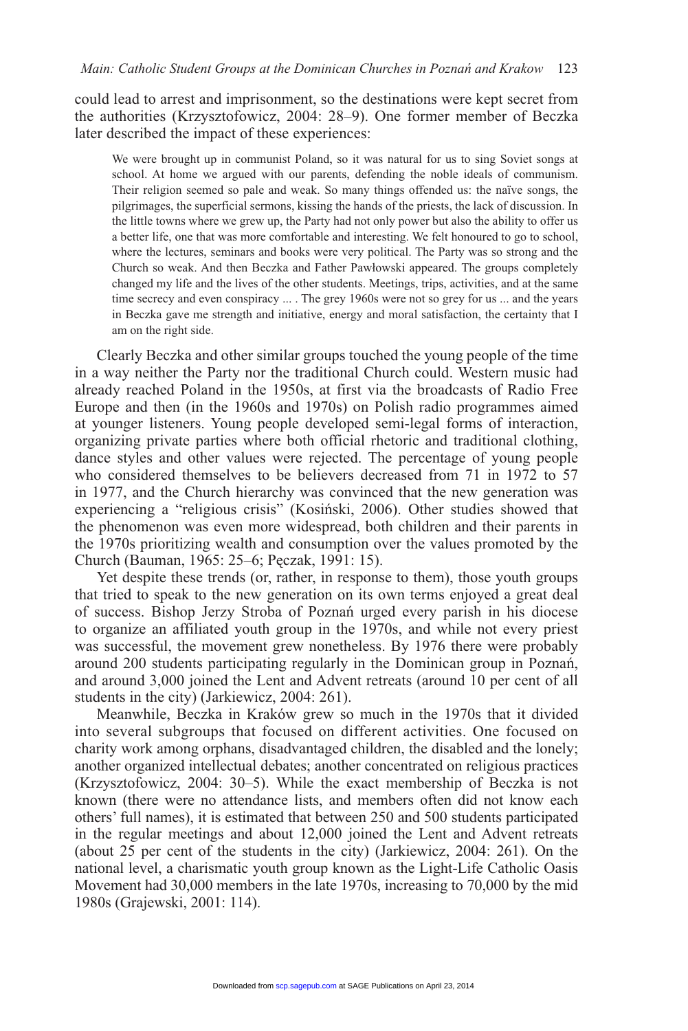could lead to arrest and imprisonment, so the destinations were kept secret from the authorities (Krzysztofowicz, 2004: 28–9). One former member of Beczka later described the impact of these experiences:

> We were brought up in communist Poland, so it was natural for us to sing Soviet songs at school. At home we argued with our parents, defending the noble ideals of communism. Their religion seemed so pale and weak. So many things offended us: the naïve songs, the pilgrimages, the superficial sermons, kissing the hands of the priests, the lack of discussion. In the little towns where we grew up, the Party had not only power but also the ability to offer us a better life, one that was more comfortable and interesting. We felt honoured to go to school, where the lectures, seminars and books were very political. The Party was so strong and the Church so weak. And then Beczka and Father Pawłowski appeared. The groups completely changed my life and the lives of the other students. Meetings, trips, activities, and at the same time secrecy and even conspiracy ... . The grey 1960s were not so grey for us ... and the years in Beczka gave me strength and initiative, energy and moral satisfaction, the certainty that I am on the right side.

Clearly Beczka and other similar groups touched the young people of the time in a way neither the Party nor the traditional Church could. Western music had already reached Poland in the 1950s, at first via the broadcasts of Radio Free Europe and then (in the 1960s and 1970s) on Polish radio programmes aimed at younger listeners. Young people developed semi-legal forms of interaction, organizing private parties where both official rhetoric and traditional clothing, dance styles and other values were rejected. The percentage of young people who considered themselves to be believers decreased from 71 in 1972 to 57 in 1977, and the Church hierarchy was convinced that the new generation was experiencing a "religious crisis" (Kosiński, 2006). Other studies showed that the phenomenon was even more widespread, both children and their parents in the 1970s prioritizing wealth and consumption over the values promoted by the Church (Bauman, 1965: 25–6; Pęczak, 1991: 15).

Yet despite these trends (or, rather, in response to them), those youth groups that tried to speak to the new generation on its own terms enjoyed a great deal of success. Bishop Jerzy Stroba of Poznań urged every parish in his diocese to organize an affiliated youth group in the 1970s, and while not every priest was successful, the movement grew nonetheless. By 1976 there were probably around 200 students participating regularly in the Dominican group in Poznań, and around 3,000 joined the Lent and Advent retreats (around 10 per cent of all students in the city) (Jarkiewicz, 2004: 261).

Meanwhile, Beczka in Kraków grew so much in the 1970s that it divided into several subgroups that focused on different activities. One focused on charity work among orphans, disadvantaged children, the disabled and the lonely; another organized intellectual debates; another concentrated on religious practices (Krzysztofowicz, 2004: 30–5). While the exact membership of Beczka is not known (there were no attendance lists, and members often did not know each others' full names), it is estimated that between 250 and 500 students participated in the regular meetings and about 12,000 joined the Lent and Advent retreats (about 25 per cent of the students in the city) (Jarkiewicz, 2004: 261). On the national level, a charismatic youth group known as the Light-Life Catholic Oasis Movement had 30,000 members in the late 1970s, increasing to 70,000 by the mid 1980s (Grajewski, 2001: 114).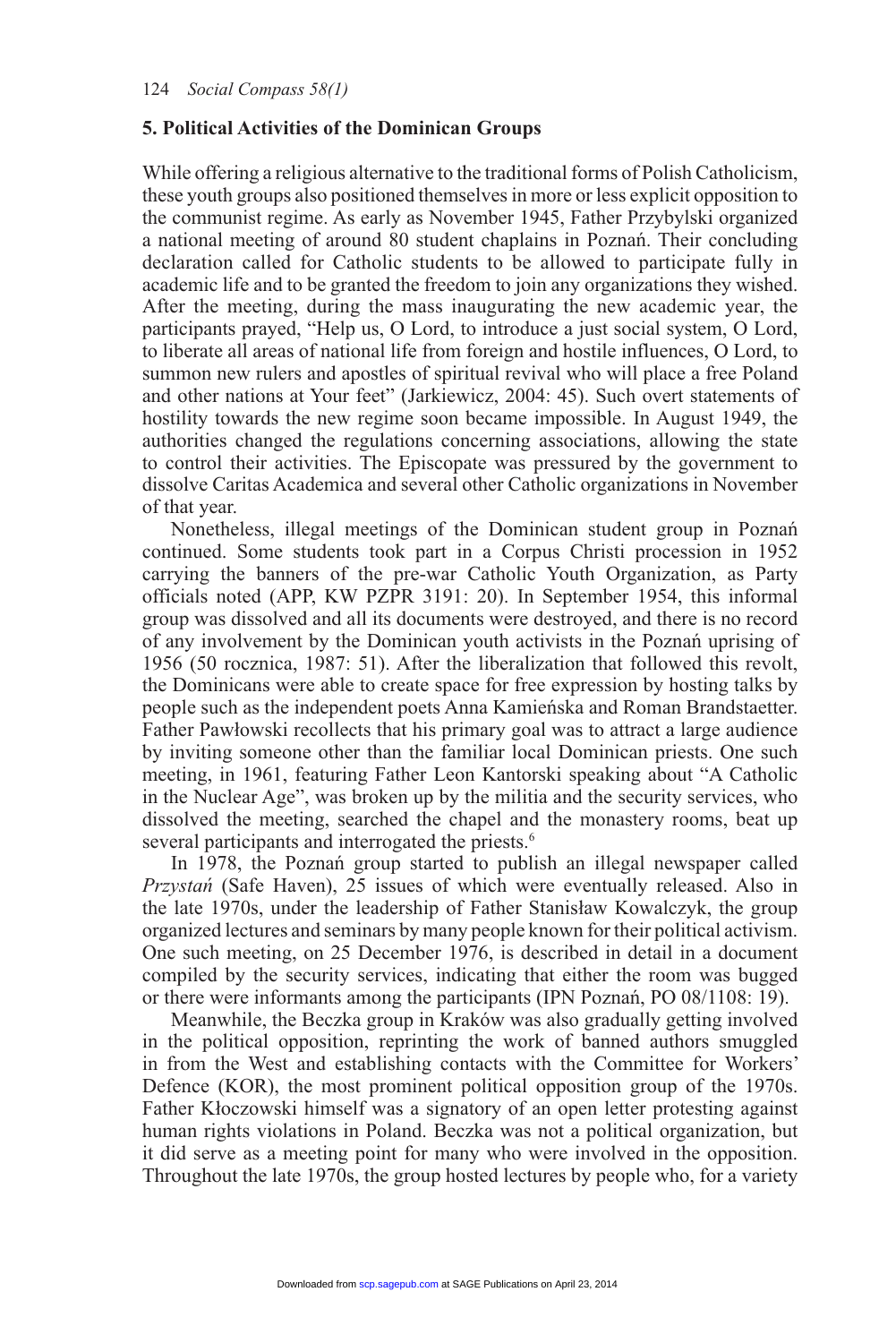## 5. Political Activities of the Dominican Groups

While offering a religious alternative to the traditional forms of Polish Catholicism, these youth groups also positioned themselves in more or less explicit opposition to the communist regime. As early as November 1945, Father Przybylski organized a national meeting of around 80 student chaplains in Poznań. Their concluding declaration called for Catholic students to be allowed to participate fully in academic life and to be granted the freedom to join any organizations they wished. After the meeting, during the mass inaugurating the new academic year, the participants prayed, "Help us, O Lord, to introduce a just social system, O Lord, to liberate all areas of national life from foreign and hostile influences, O Lord, to summon new rulers and apostles of spiritual revival who will place a free Poland and other nations at Your feet" (Jarkiewicz, 2004: 45). Such overt statements of hostility towards the new regime soon became impossible. In August 1949, the authorities changed the regulations concerning associations, allowing the state to control their activities. The Episcopate was pressured by the government to dissolve Caritas Academica and several other Catholic organizations in November of that year.

Nonetheless, illegal meetings of the Dominican student group in Poznań continued. Some students took part in a Corpus Christi procession in 1952 carrying the banners of the pre-war Catholic Youth Organization, as Party officials noted (APP, KW PZPR 3191: 20). In September 1954, this informal group was dissolved and all its documents were destroyed, and there is no record of any involvement by the Dominican youth activists in the Poznań uprising of 1956 (50 rocznica, 1987: 51). After the liberalization that followed this revolt, the Dominicans were able to create space for free expression by hosting talks by people such as the independent poets Anna Kamieńska and Roman Brandstaetter. Father Pawłowski recollects that his primary goal was to attract a large audience by inviting someone other than the familiar local Dominican priests. One such meeting, in 1961, featuring Father Leon Kantorski speaking about "A Catholic in the Nuclear Age", was broken up by the militia and the security services, who dissolved the meeting, searched the chapel and the monastery rooms, beat up several participants and interrogated the priests.[6]

In 1978, the Poznań group started to publish an illegal newspaper called *Przystań* (Safe Haven), 25 issues of which were eventually released. Also in the late 1970s, under the leadership of Father Stanisław Kowalczyk, the group organized lectures and seminars by many people known for their political activism. One such meeting, on 25 December 1976, is described in detail in a document compiled by the security services, indicating that either the room was bugged or there were informants among the participants (IPN Poznań, PO 08/1108: 19).

Meanwhile, the Beczka group in Kraków was also gradually getting involved in the political opposition, reprinting the work of banned authors smuggled in from the West and establishing contacts with the Committee for Workers' Defence (KOR), the most prominent political opposition group of the 1970s. Father Kłoczowski himself was a signatory of an open letter protesting against human rights violations in Poland. Beczka was not a political organization, but it did serve as a meeting point for many who were involved in the opposition. Throughout the late 1970s, the group hosted lectures by people who, for a variety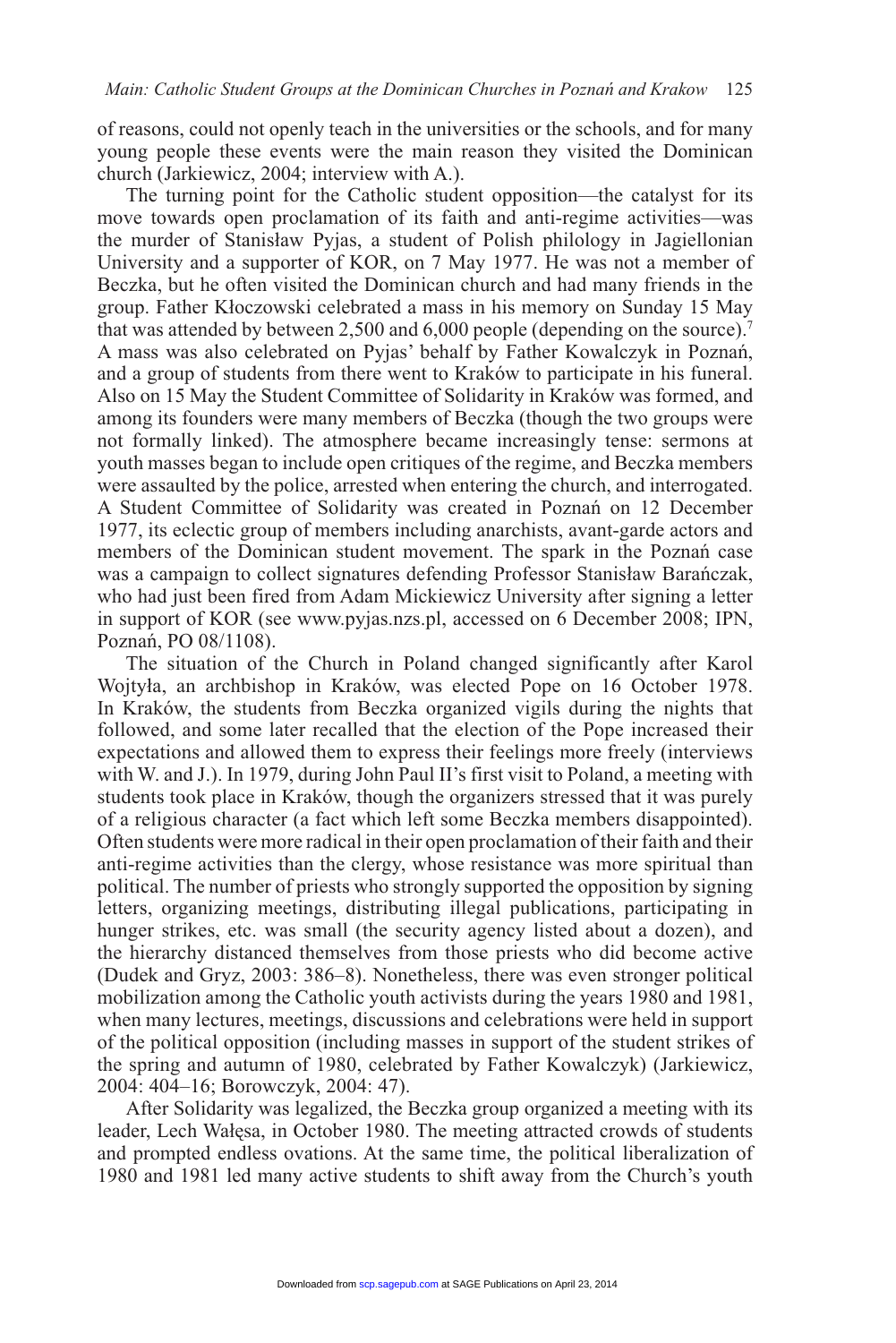of reasons, could not openly teach in the universities or the schools, and for many young people these events were the main reason they visited the Dominican church (Jarkiewicz, 2004; interview with A.).

The turning point for the Catholic student opposition—the catalyst for its move towards open proclamation of its faith and anti-regime activities—was the murder of Stanisław Pyjas, a student of Polish philology in Jagiellonian University and a supporter of KOR, on 7 May 1977. He was not a member of Beczka, but he often visited the Dominican church and had many friends in the group. Father Kłoczowski celebrated a mass in his memory on Sunday 15 May that was attended by between 2,500 and 6,000 people (depending on the source).[7] A mass was also celebrated on Pyjas' behalf by Father Kowalczyk in Poznań, and a group of students from there went to Kraków to participate in his funeral. Also on 15 May the Student Committee of Solidarity in Kraków was formed, and among its founders were many members of Beczka (though the two groups were not formally linked). The atmosphere became increasingly tense: sermons at youth masses began to include open critiques of the regime, and Beczka members were assaulted by the police, arrested when entering the church, and interrogated. A Student Committee of Solidarity was created in Poznań on 12 December 1977, its eclectic group of members including anarchists, avant-garde actors and members of the Dominican student movement. The spark in the Poznań case was a campaign to collect signatures defending Professor Stanisław Barańczak, who had just been fired from Adam Mickiewicz University after signing a letter in support of KOR (see www.pyjas.nzs.pl, accessed on 6 December 2008; IPN, Poznań, PO 08/1108).

The situation of the Church in Poland changed significantly after Karol Wojtyła, an archbishop in Kraków, was elected Pope on 16 October 1978. In Kraków, the students from Beczka organized vigils during the nights that followed, and some later recalled that the election of the Pope increased their expectations and allowed them to express their feelings more freely (interviews with W. and J.). In 1979, during John Paul II's first visit to Poland, a meeting with students took place in Kraków, though the organizers stressed that it was purely of a religious character (a fact which left some Beczka members disappointed). Often students were more radical in their open proclamation of their faith and their anti-regime activities than the clergy, whose resistance was more spiritual than political. The number of priests who strongly supported the opposition by signing letters, organizing meetings, distributing illegal publications, participating in hunger strikes, etc. was small (the security agency listed about a dozen), and the hierarchy distanced themselves from those priests who did become active (Dudek and Gryz, 2003: 386–8). Nonetheless, there was even stronger political mobilization among the Catholic youth activists during the years 1980 and 1981, when many lectures, meetings, discussions and celebrations were held in support of the political opposition (including masses in support of the student strikes of the spring and autumn of 1980, celebrated by Father Kowalczyk) (Jarkiewicz, 2004: 404–16; Borowczyk, 2004: 47).

After Solidarity was legalized, the Beczka group organized a meeting with its leader, Lech Wałęsa, in October 1980. The meeting attracted crowds of students and prompted endless ovations. At the same time, the political liberalization of 1980 and 1981 led many active students to shift away from the Church's youth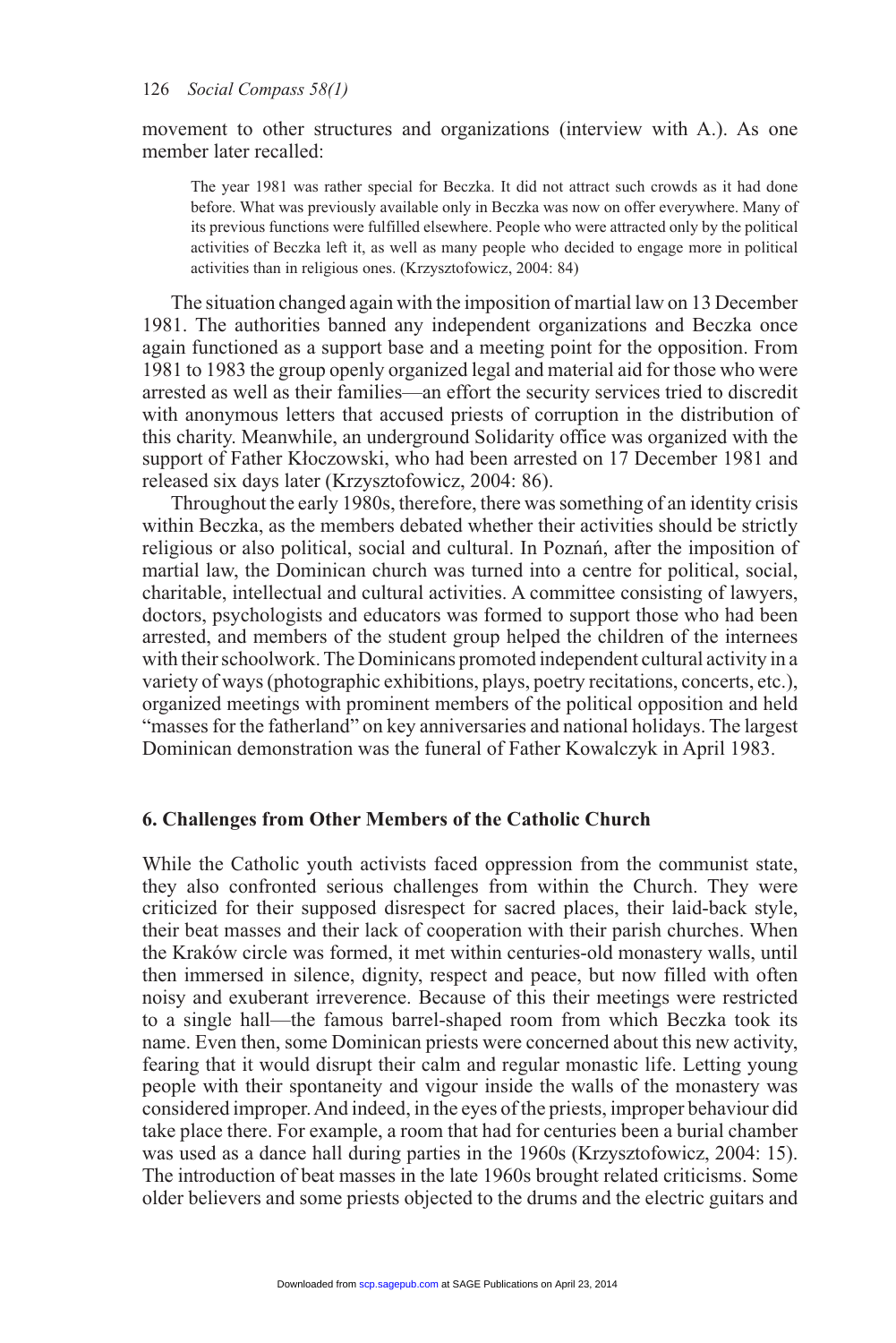movement to other structures and organizations (interview with A.). As one member later recalled:

> The year 1981 was rather special for Beczka. It did not attract such crowds as it had done before. What was previously available only in Beczka was now on offer everywhere. Many of its previous functions were fulfilled elsewhere. People who were attracted only by the political activities of Beczka left it, as well as many people who decided to engage more in political activities than in religious ones. (Krzysztofowicz, 2004: 84)

The situation changed again with the imposition of martial law on 13 December 1981. The authorities banned any independent organizations and Beczka once again functioned as a support base and a meeting point for the opposition. From 1981 to 1983 the group openly organized legal and material aid for those who were arrested as well as their families—an effort the security services tried to discredit with anonymous letters that accused priests of corruption in the distribution of this charity. Meanwhile, an underground Solidarity office was organized with the support of Father Kłoczowski, who had been arrested on 17 December 1981 and released six days later (Krzysztofowicz, 2004: 86).

Throughout the early 1980s, therefore, there was something of an identity crisis within Beczka, as the members debated whether their activities should be strictly religious or also political, social and cultural. In Poznań, after the imposition of martial law, the Dominican church was turned into a centre for political, social, charitable, intellectual and cultural activities. A committee consisting of lawyers, doctors, psychologists and educators was formed to support those who had been arrested, and members of the student group helped the children of the internees with their schoolwork. The Dominicans promoted independent cultural activity in a variety of ways (photographic exhibitions, plays, poetry recitations, concerts, etc.), organized meetings with prominent members of the political opposition and held "masses for the fatherland" on key anniversaries and national holidays. The largest Dominican demonstration was the funeral of Father Kowalczyk in April 1983.

## 6. Challenges from Other Members of the Catholic Church

While the Catholic youth activists faced oppression from the communist state, they also confronted serious challenges from within the Church. They were criticized for their supposed disrespect for sacred places, their laid-back style, their beat masses and their lack of cooperation with their parish churches. When the Kraków circle was formed, it met within centuries-old monastery walls, until then immersed in silence, dignity, respect and peace, but now filled with often noisy and exuberant irreverence. Because of this their meetings were restricted to a single hall—the famous barrel-shaped room from which Beczka took its name. Even then, some Dominican priests were concerned about this new activity, fearing that it would disrupt their calm and regular monastic life. Letting young people with their spontaneity and vigour inside the walls of the monastery was considered improper. And indeed, in the eyes of the priests, improper behaviour did take place there. For example, a room that had for centuries been a burial chamber was used as a dance hall during parties in the 1960s (Krzysztofowicz, 2004: 15). The introduction of beat masses in the late 1960s brought related criticisms. Some older believers and some priests objected to the drums and the electric guitars and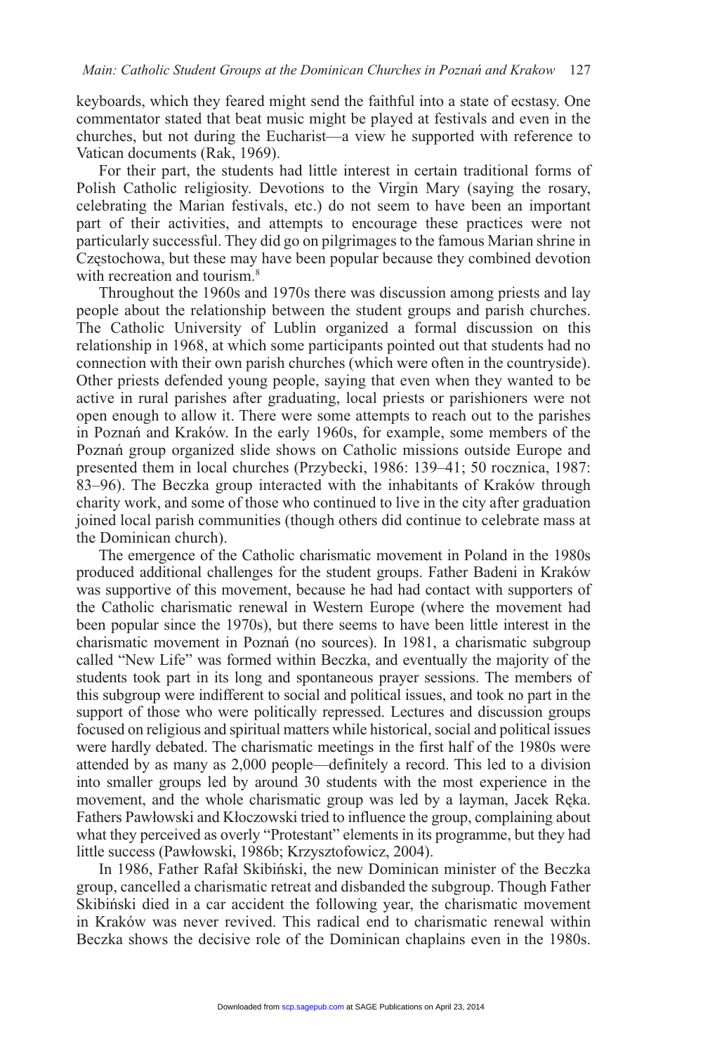keyboards, which they feared might send the faithful into a state of ecstasy. One commentator stated that beat music might be played at festivals and even in the churches, but not during the Eucharist—a view he supported with reference to Vatican documents (Rak, 1969).

For their part, the students had little interest in certain traditional forms of Polish Catholic religiosity. Devotions to the Virgin Mary (saying the rosary, celebrating the Marian festivals, etc.) do not seem to have been an important part of their activities, and attempts to encourage these practices were not particularly successful. They did go on pilgrimages to the famous Marian shrine in Częstochowa, but these may have been popular because they combined devotion with recreation and tourism.[8]

Throughout the 1960s and 1970s there was discussion among priests and lay people about the relationship between the student groups and parish churches. The Catholic University of Lublin organized a formal discussion on this relationship in 1968, at which some participants pointed out that students had no connection with their own parish churches (which were often in the countryside). Other priests defended young people, saying that even when they wanted to be active in rural parishes after graduating, local priests or parishioners were not open enough to allow it. There were some attempts to reach out to the parishes in Poznań and Kraków. In the early 1960s, for example, some members of the Poznań group organized slide shows on Catholic missions outside Europe and presented them in local churches (Przybecki, 1986: 139–41; 50 rocznica, 1987: 83–96). The Beczka group interacted with the inhabitants of Kraków through charity work, and some of those who continued to live in the city after graduation joined local parish communities (though others did continue to celebrate mass at the Dominican church).

The emergence of the Catholic charismatic movement in Poland in the 1980s produced additional challenges for the student groups. Father Badeni in Kraków was supportive of this movement, because he had had contact with supporters of the Catholic charismatic renewal in Western Europe (where the movement had been popular since the 1970s), but there seems to have been little interest in the charismatic movement in Poznań (no sources). In 1981, a charismatic subgroup called "New Life" was formed within Beczka, and eventually the majority of the students took part in its long and spontaneous prayer sessions. The members of this subgroup were indifferent to social and political issues, and took no part in the support of those who were politically repressed. Lectures and discussion groups focused on religious and spiritual matters while historical, social and political issues were hardly debated. The charismatic meetings in the first half of the 1980s were attended by as many as 2,000 people—definitely a record. This led to a division into smaller groups led by around 30 students with the most experience in the movement, and the whole charismatic group was led by a layman, Jacek Ręka. Fathers Pawłowski and Kłoczowski tried to influence the group, complaining about what they perceived as overly "Protestant" elements in its programme, but they had little success (Pawłowski, 1986b; Krzysztofowicz, 2004).

In 1986, Father Rafał Skibiński, the new Dominican minister of the Beczka group, cancelled a charismatic retreat and disbanded the subgroup. Though Father Skibiński died in a car accident the following year, the charismatic movement in Kraków was never revived. This radical end to charismatic renewal within Beczka shows the decisive role of the Dominican chaplains even in the 1980s.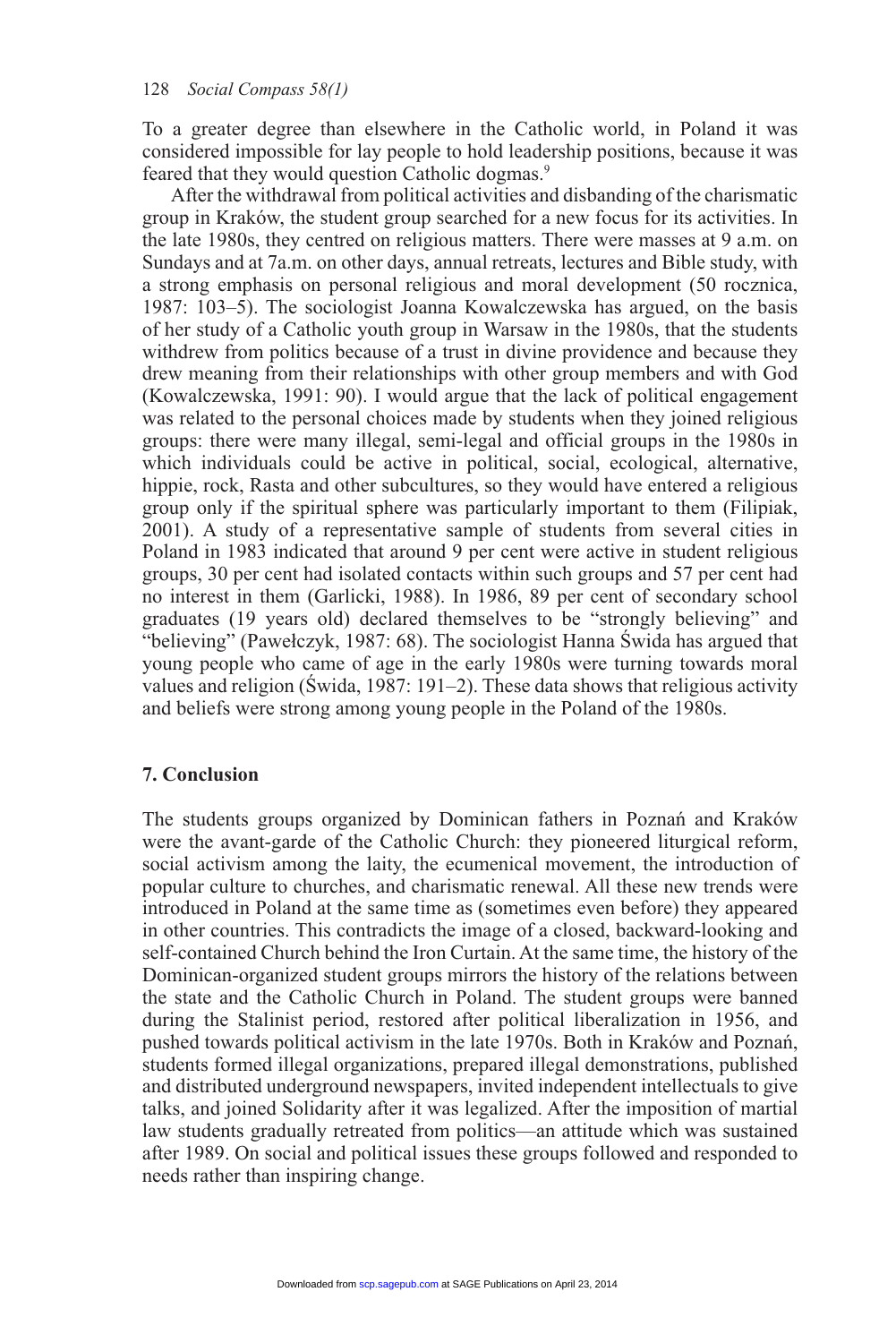To a greater degree than elsewhere in the Catholic world, in Poland it was considered impossible for lay people to hold leadership positions, because it was feared that they would question Catholic dogmas.[9]

After the withdrawal from political activities and disbanding of the charismatic group in Kraków, the student group searched for a new focus for its activities. In the late 1980s, they centred on religious matters. There were masses at 9 a.m. on Sundays and at 7a.m. on other days, annual retreats, lectures and Bible study, with a strong emphasis on personal religious and moral development (50 rocznica, 1987: 103–5). The sociologist Joanna Kowalczewska has argued, on the basis of her study of a Catholic youth group in Warsaw in the 1980s, that the students withdrew from politics because of a trust in divine providence and because they drew meaning from their relationships with other group members and with God (Kowalczewska, 1991: 90). I would argue that the lack of political engagement was related to the personal choices made by students when they joined religious groups: there were many illegal, semi-legal and official groups in the 1980s in which individuals could be active in political, social, ecological, alternative, hippie, rock, Rasta and other subcultures, so they would have entered a religious group only if the spiritual sphere was particularly important to them (Filipiak, 2001). A study of a representative sample of students from several cities in Poland in 1983 indicated that around 9 per cent were active in student religious groups, 30 per cent had isolated contacts within such groups and 57 per cent had no interest in them (Garlicki, 1988). In 1986, 89 per cent of secondary school graduates (19 years old) declared themselves to be "strongly believing" and "believing" (Pawełczyk, 1987: 68). The sociologist Hanna Świda has argued that young people who came of age in the early 1980s were turning towards moral values and religion (Świda, 1987: 191–2). These data shows that religious activity and beliefs were strong among young people in the Poland of the 1980s.

## 7. Conclusion

The students groups organized by Dominican fathers in Poznań and Kraków were the avant-garde of the Catholic Church: they pioneered liturgical reform, social activism among the laity, the ecumenical movement, the introduction of popular culture to churches, and charismatic renewal. All these new trends were introduced in Poland at the same time as (sometimes even before) they appeared in other countries. This contradicts the image of a closed, backward-looking and self-contained Church behind the Iron Curtain. At the same time, the history of the Dominican-organized student groups mirrors the history of the relations between the state and the Catholic Church in Poland. The student groups were banned during the Stalinist period, restored after political liberalization in 1956, and pushed towards political activism in the late 1970s. Both in Kraków and Poznań, students formed illegal organizations, prepared illegal demonstrations, published and distributed underground newspapers, invited independent intellectuals to give talks, and joined Solidarity after it was legalized. After the imposition of martial law students gradually retreated from politics—an attitude which was sustained after 1989. On social and political issues these groups followed and responded to needs rather than inspiring change.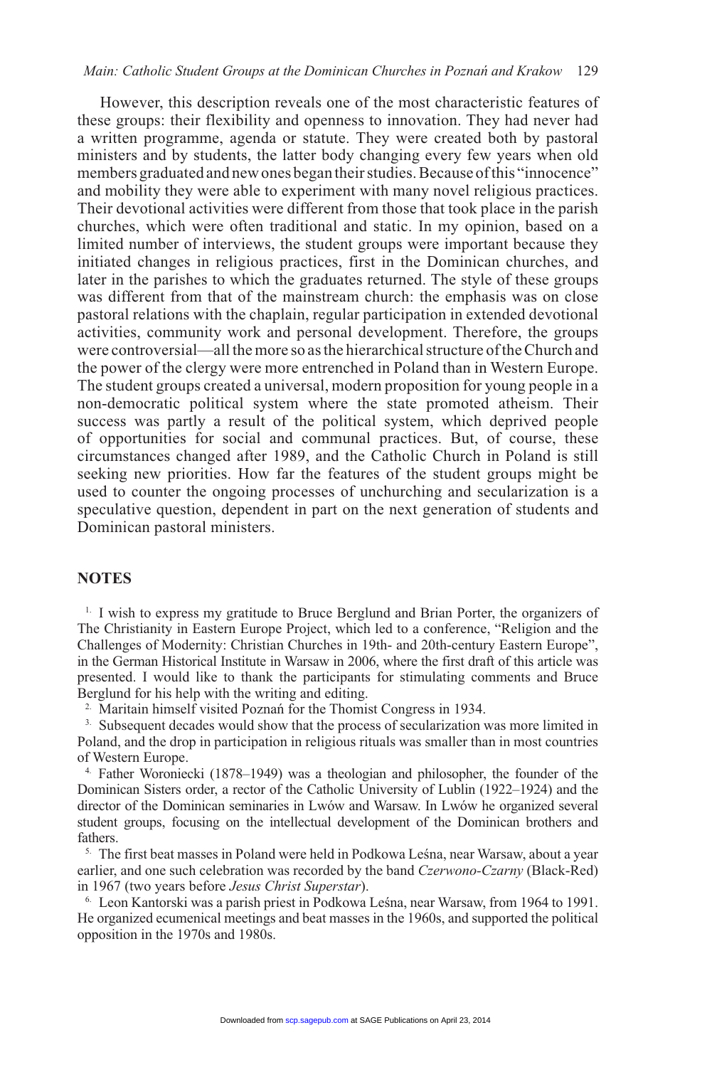However, this description reveals one of the most characteristic features of these groups: their flexibility and openness to innovation. They had never had a written programme, agenda or statute. They were created both by pastoral ministers and by students, the latter body changing every few years when old members graduated and new ones began their studies. Because of this "innocence" and mobility they were able to experiment with many novel religious practices. Their devotional activities were different from those that took place in the parish churches, which were often traditional and static. In my opinion, based on a limited number of interviews, the student groups were important because they initiated changes in religious practices, first in the Dominican churches, and later in the parishes to which the graduates returned. The style of these groups was different from that of the mainstream church: the emphasis was on close pastoral relations with the chaplain, regular participation in extended devotional activities, community work and personal development. Therefore, the groups were controversial—all the more so as the hierarchical structure of the Church and the power of the clergy were more entrenched in Poland than in Western Europe. The student groups created a universal, modern proposition for young people in a non-democratic political system where the state promoted atheism. Their success was partly a result of the political system, which deprived people of opportunities for social and communal practices. But, of course, these circumstances changed after 1989, and the Catholic Church in Poland is still seeking new priorities. How far the features of the student groups might be used to counter the ongoing processes of unchurching and secularization is a speculative question, dependent in part on the next generation of students and Dominican pastoral ministers.

## NOTES

1. I wish to express my gratitude to Bruce Berglund and Brian Porter, the organizers of The Christianity in Eastern Europe Project, which led to a conference, "Religion and the Challenges of Modernity: Christian Churches in 19th- and 20th-century Eastern Europe", in the German Historical Institute in Warsaw in 2006, where the first draft of this article was presented. I would like to thank the participants for stimulating comments and Bruce Berglund for his help with the writing and editing.

2. Maritain himself visited Poznań for the Thomist Congress in 1934.

3. Subsequent decades would show that the process of secularization was more limited in Poland, and the drop in participation in religious rituals was smaller than in most countries of Western Europe.

4. Father Woroniecki (1878–1949) was a theologian and philosopher, the founder of the Dominican Sisters order, a rector of the Catholic University of Lublin (1922–1924) and the director of the Dominican seminaries in Lwów and Warsaw. In Lwów he organized several student groups, focusing on the intellectual development of the Dominican brothers and fathers.

5. The first beat masses in Poland were held in Podkowa Leśna, near Warsaw, about a year earlier, and one such celebration was recorded by the band *Czerwono-Czarny* (Black-Red) in 1967 (two years before *Jesus Christ Superstar*).

6. Leon Kantorski was a parish priest in Podkowa Leśna, near Warsaw, from 1964 to 1991. He organized ecumenical meetings and beat masses in the 1960s, and supported the political opposition in the 1970s and 1980s.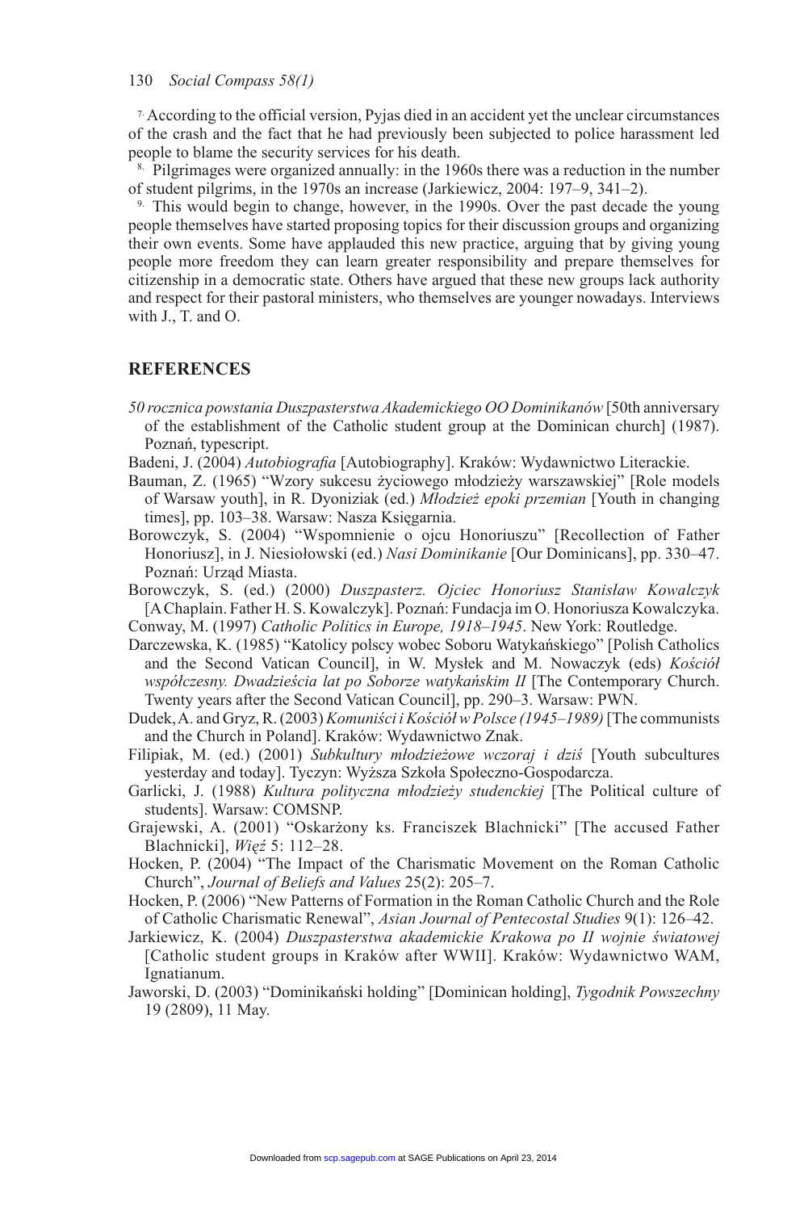[7] According to the official version, Pyjas died in an accident yet the unclear circumstances of the crash and the fact that he had previously been subjected to police harassment led people to blame the security services for his death.

[8] Pilgrimages were organized annually: in the 1960s there was a reduction in the number of student pilgrims, in the 1970s an increase (Jarkiewicz, 2004: 197–9, 341–2).

[9] This would begin to change, however, in the 1990s. Over the past decade the young people themselves have started proposing topics for their discussion groups and organizing their own events. Some have applauded this new practice, arguing that by giving young people more freedom they can learn greater responsibility and prepare themselves for citizenship in a democratic state. Others have argued that these new groups lack authority and respect for their pastoral ministers, who themselves are younger nowadays. Interviews with J., T. and O.

## REFERENCES

*50 rocznica powstania Duszpasterstwa Akademickiego OO Dominikanów* [50th anniversary of the establishment of the Catholic student group at the Dominican church] (1987). Poznań, typescript.

Badeni, J. (2004) *Autobiografia* [Autobiography]. Kraków: Wydawnictwo Literackie.

Bauman, Z. (1965) "Wzory sukcesu życiowego młodzieży warszawskiej" [Role models of Warsaw youth], in R. Dyoniziak (ed.) *Młodzież epoki przemian* [Youth in changing times], pp. 103–38. Warsaw: Nasza Księgarnia.

Borowczyk, S. (2004) "Wspomnienie o ojcu Honoriuszu" [Recollection of Father Honoriusz], in J. Niesiołowski (ed.) *Nasi Dominikanie* [Our Dominicans], pp. 330–47. Poznań: Urząd Miasta.

Borowczyk, S. (ed.) (2000) *Duszpasterz. Ojciec Honoriusz Stanisław Kowalczyk* [A Chaplain. Father H. S. Kowalczyk]. Poznań: Fundacja im O. Honoriusza Kowalczyka.

Conway, M. (1997) *Catholic Politics in Europe, 1918–1945*. New York: Routledge.

Darczewska, K. (1985) "Katolicy polscy wobec Soboru Watykańskiego" [Polish Catholics and the Second Vatican Council], in W. Mysłek and M. Nowaczyk (eds) *Kościół współczesny. Dwadzieścia lat po Soborze watykańskim II* [The Contemporary Church. Twenty years after the Second Vatican Council], pp. 290–3. Warsaw: PWN.

Dudek, A. and Gryz, R. (2003) *Komuniści i Kościół w Polsce (1945–1989)* [The communists and the Church in Poland]. Kraków: Wydawnictwo Znak.

Filipiak, M. (ed.) (2001) *Subkultury młodzieżowe wczoraj i dziś* [Youth subcultures yesterday and today]. Tyczyn: Wyższa Szkoła Społeczno-Gospodarcza.

Garlicki, J. (1988) *Kultura polityczna młodzieży studenckiej* [The Political culture of students]. Warsaw: COMSNP.

Grajewski, A. (2001) "Oskarżony ks. Franciszek Blachnicki" [The accused Father Blachnicki], *Więź* 5: 112–28.

Hocken, P. (2004) "The Impact of the Charismatic Movement on the Roman Catholic Church", *Journal of Beliefs and Values* 25(2): 205–7.

Hocken, P. (2006) "New Patterns of Formation in the Roman Catholic Church and the Role of Catholic Charismatic Renewal", *Asian Journal of Pentecostal Studies* 9(1): 126–42.

Jarkiewicz, K. (2004) *Duszpasterstwa akademickie Krakowa po II wojnie światowej* [Catholic student groups in Kraków after WWII]. Kraków: Wydawnictwo WAM, Ignatianum.

Jaworski, D. (2003) "Dominikański holding" [Dominican holding], *Tygodnik Powszechny* 19 (2809), 11 May.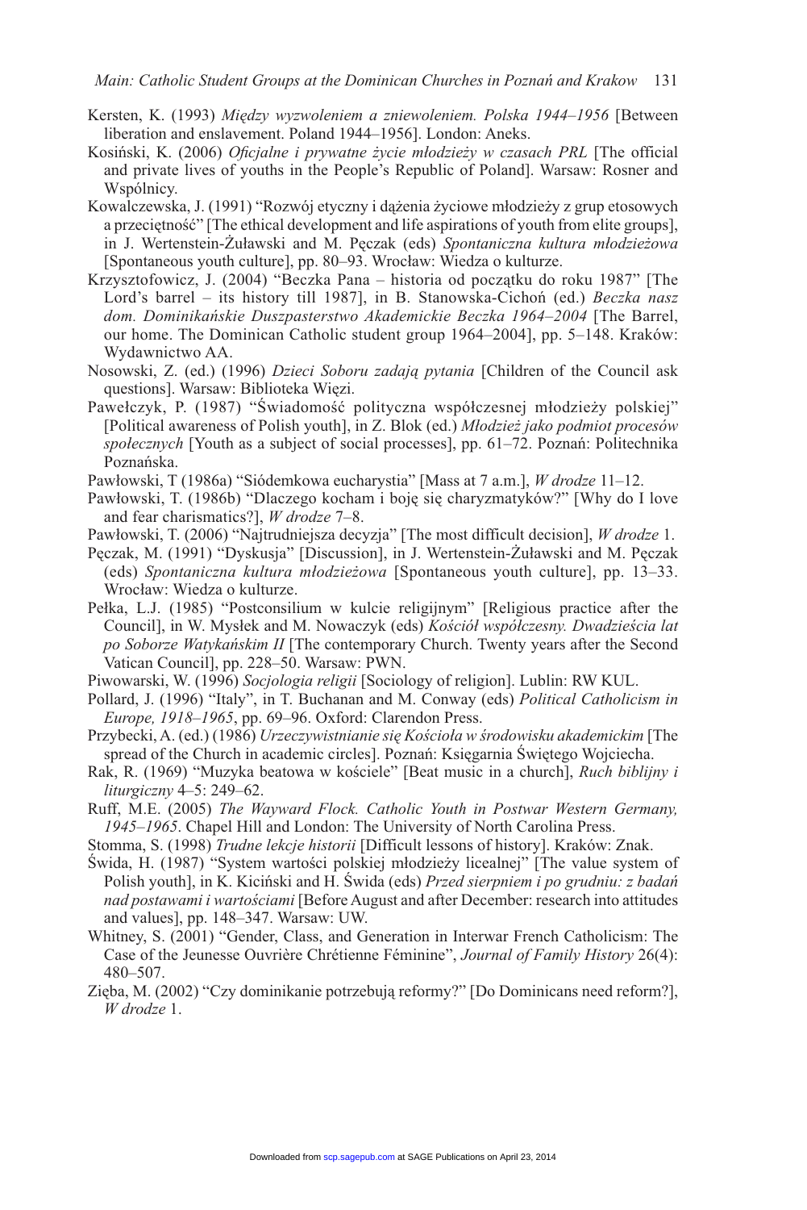Kersten, K. (1993) *Między wyzwoleniem a zniewoleniem. Polska 1944–1956* [Between liberation and enslavement. Poland 1944–1956]. London: Aneks.

Kosiński, K. (2006) *Oficjalne i prywatne życie młodzieży w czasach PRL* [The official and private lives of youths in the People's Republic of Poland]. Warsaw: Rosner and Wspólnicy.

Kowalczewska, J. (1991) "Rozwój etyczny i dążenia życiowe młodzieży z grup etosowych a przeciętność" [The ethical development and life aspirations of youth from elite groups], in J. Wertenstein-Żuławski and M. Pęczak (eds) *Spontaniczna kultura młodzieżowa* [Spontaneous youth culture], pp. 80–93. Wrocław: Wiedza o kulturze.

Krzysztofowicz, J. (2004) "Beczka Pana – historia od początku do roku 1987" [The Lord's barrel – its history till 1987], in B. Stanowska-Cichoń (ed.) *Beczka nasz dom. Dominikańskie Duszpasterstwo Akademickie Beczka 1964–2004* [The Barrel, our home. The Dominican Catholic student group 1964–2004], pp. 5–148. Kraków: Wydawnictwo AA.

Nosowski, Z. (ed.) (1996) *Dzieci Soboru zadają pytania* [Children of the Council ask questions]. Warsaw: Biblioteka Więzi.

Pawełczyk, P. (1987) "Świadomość polityczna współczesnej młodzieży polskiej" [Political awareness of Polish youth], in Z. Blok (ed.) *Młodzież jako podmiot procesów społecznych* [Youth as a subject of social processes], pp. 61–72. Poznań: Politechnika Poznańska.

Pawłowski, T (1986a) "Siódemkowa eucharystia" [Mass at 7 a.m.], *W drodze* 11–12.

Pawłowski, T. (1986b) "Dlaczego kocham i boję się charyzmatyków?" [Why do I love and fear charismatics?], *W drodze* 7–8.

Pawłowski, T. (2006) "Najtrudniejsza decyzja" [The most difficult decision], *W drodze* 1.

Pęczak, M. (1991) "Dyskusja" [Discussion], in J. Wertenstein-Żuławski and M. Pęczak (eds) *Spontaniczna kultura młodzieżowa* [Spontaneous youth culture], pp. 13–33. Wrocław: Wiedza o kulturze.

Pełka, L.J. (1985) "Postconsilium w kulcie religijnym" [Religious practice after the Council], in W. Mysłek and M. Nowaczyk (eds) *Kościół współczesny. Dwadzieścia lat po Soborze Watykańskim II* [The contemporary Church. Twenty years after the Second Vatican Council], pp. 228–50. Warsaw: PWN.

Piwowarski, W. (1996) *Socjologia religii* [Sociology of religion]. Lublin: RW KUL.

Pollard, J. (1996) "Italy", in T. Buchanan and M. Conway (eds) *Political Catholicism in Europe, 1918–1965*, pp. 69–96. Oxford: Clarendon Press.

Przybecki, A. (ed.) (1986) *Urzeczywistnianie się Kościoła w środowisku akademickim* [The spread of the Church in academic circles]. Poznań: Księgarnia Świętego Wojciecha.

Rak, R. (1969) "Muzyka beatowa w kościele" [Beat music in a church], *Ruch biblijny i liturgiczny* 4–5: 249–62.

Ruff, M.E. (2005) *The Wayward Flock. Catholic Youth in Postwar Western Germany, 1945–1965*. Chapel Hill and London: The University of North Carolina Press.

Stomma, S. (1998) *Trudne lekcje historii* [Difficult lessons of history]. Kraków: Znak.

Świda, H. (1987) "System wartości polskiej młodzieży licealnej" [The value system of Polish youth], in K. Kiciński and H. Świda (eds) *Przed sierpniem i po grudniu: z badań nad postawami i wartościami* [Before August and after December: research into attitudes and values], pp. 148–347. Warsaw: UW.

Whitney, S. (2001) "Gender, Class, and Generation in Interwar French Catholicism: The Case of the Jeunesse Ouvrière Chrétienne Féminine", *Journal of Family History* 26(4): 480–507.

Zięba, M. (2002) "Czy dominikanie potrzebują reformy?" [Do Dominicans need reform?], *W drodze* 1.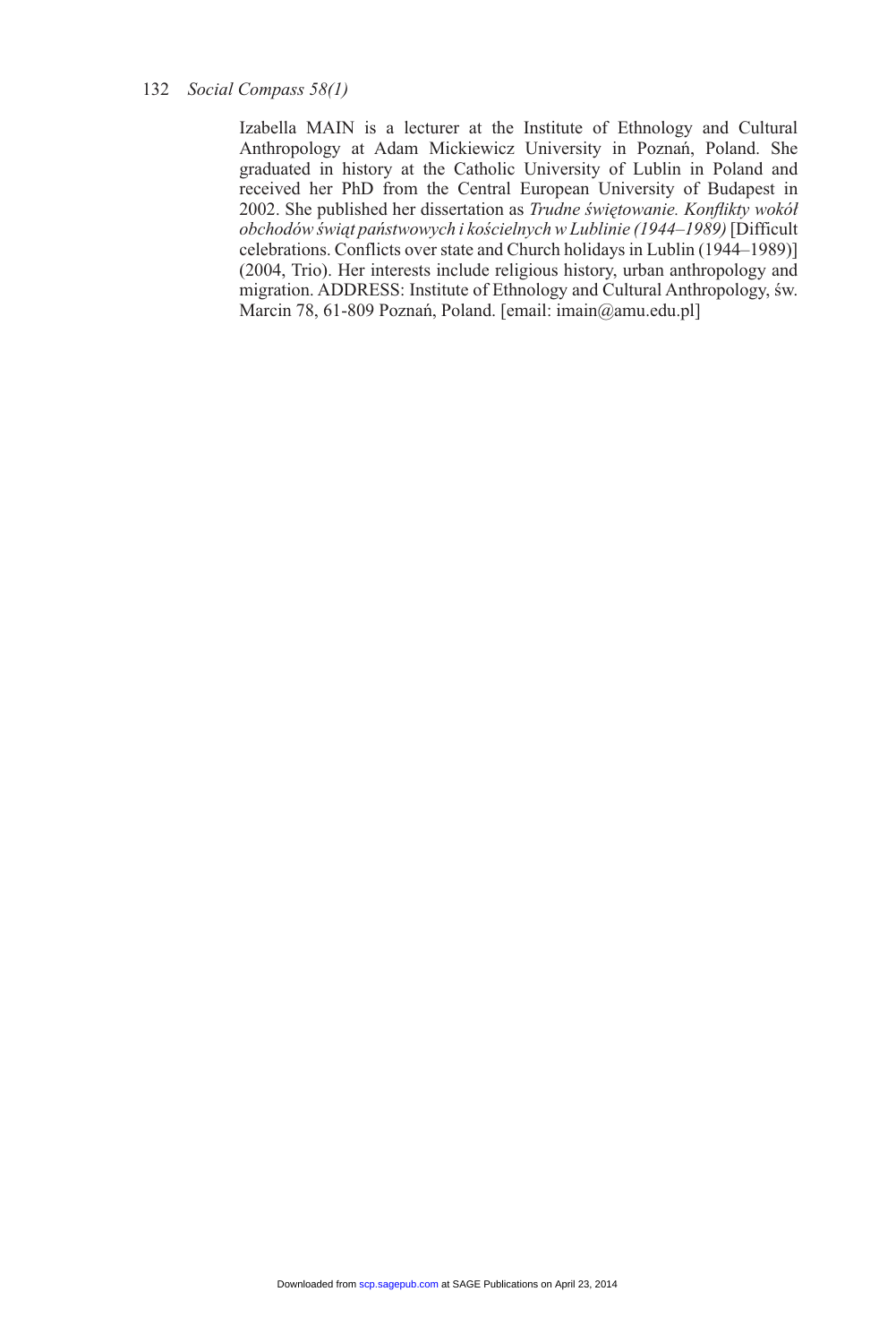Izabella MAIN is a lecturer at the Institute of Ethnology and Cultural Anthropology at Adam Mickiewicz University in Poznań, Poland. She graduated in history at the Catholic University of Lublin in Poland and received her PhD from the Central European University of Budapest in 2002. She published her dissertation as *Trudne świętowanie. Konflikty wokół obchodów świąt państwowych i kościelnych w Lublinie (1944–1989)* [Difficult celebrations. Conflicts over state and Church holidays in Lublin (1944–1989)] (2004, Trio). Her interests include religious history, urban anthropology and migration. ADDRESS: Institute of Ethnology and Cultural Anthropology, św. Marcin 78, 61-809 Poznań, Poland. [email: imain@amu.edu.pl]